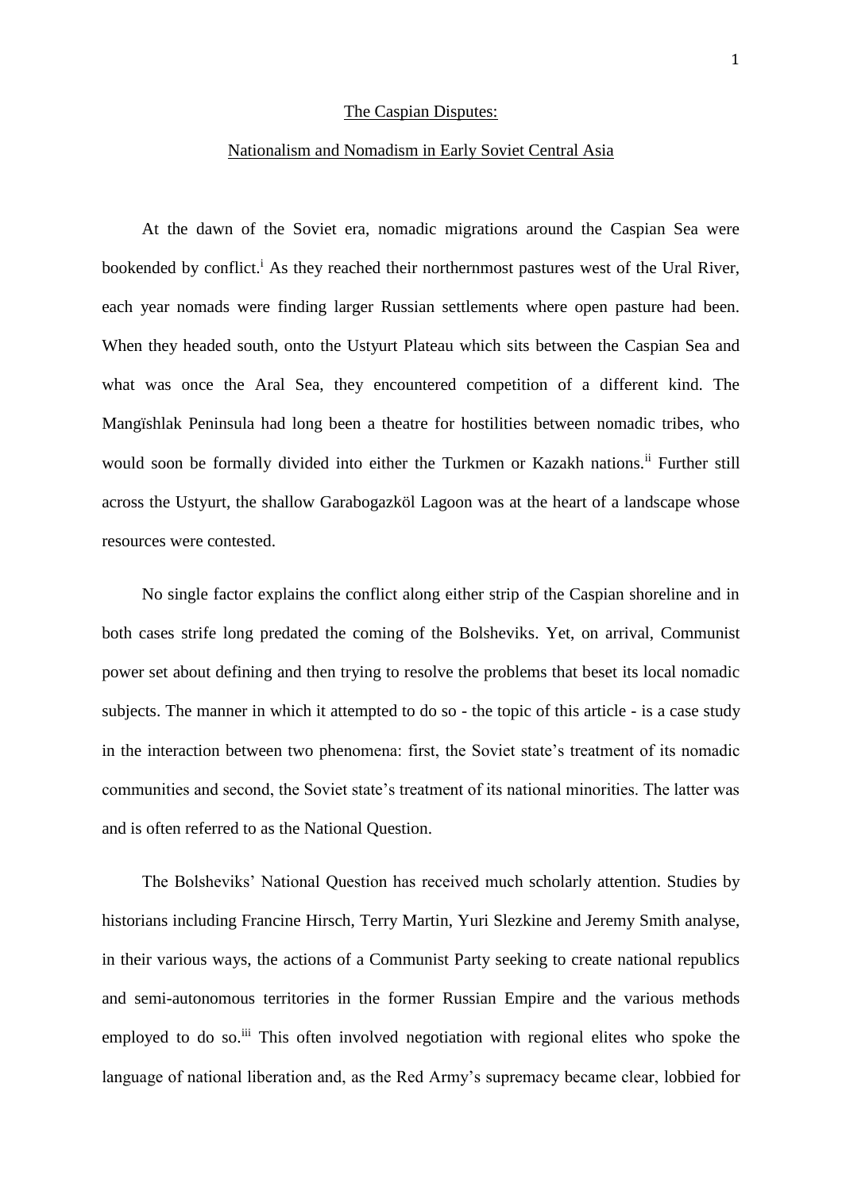# The Caspian Disputes:

## Nationalism and Nomadism in Early Soviet Central Asia

At the dawn of the Soviet era, nomadic migrations around the Caspian Sea were bookended by conflict.[i] As they reached their northernmost pastures west of the Ural River, each year nomads were finding larger Russian settlements where open pasture had been. When they headed south, onto the Ustyurt Plateau which sits between the Caspian Sea and what was once the Aral Sea, they encountered competition of a different kind. The Mangïshlak Peninsula had long been a theatre for hostilities between nomadic tribes, who would soon be formally divided into either the Turkmen or Kazakh nations.[ii] Further still across the Ustyurt, the shallow Garabogazköl Lagoon was at the heart of a landscape whose resources were contested.

No single factor explains the conflict along either strip of the Caspian shoreline and in both cases strife long predated the coming of the Bolsheviks. Yet, on arrival, Communist power set about defining and then trying to resolve the problems that beset its local nomadic subjects. The manner in which it attempted to do so - the topic of this article - is a case study in the interaction between two phenomena: first, the Soviet state's treatment of its nomadic communities and second, the Soviet state's treatment of its national minorities. The latter was and is often referred to as the National Question.

The Bolsheviks' National Question has received much scholarly attention. Studies by historians including Francine Hirsch, Terry Martin, Yuri Slezkine and Jeremy Smith analyse, in their various ways, the actions of a Communist Party seeking to create national republics and semi-autonomous territories in the former Russian Empire and the various methods employed to do so.[iii] This often involved negotiation with regional elites who spoke the language of national liberation and, as the Red Army's supremacy became clear, lobbied for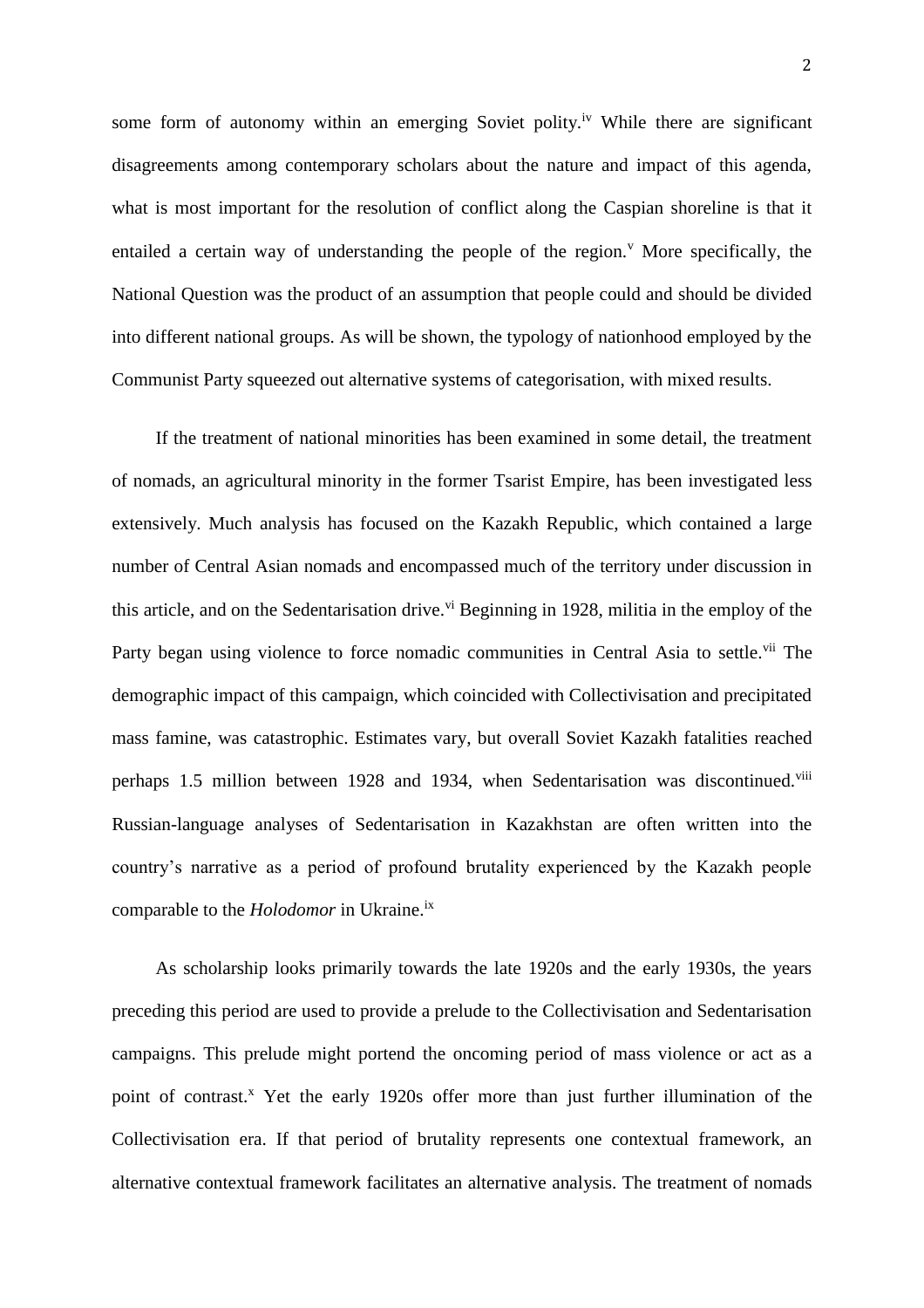some form of autonomy within an emerging Soviet polity.[iv] While there are significant disagreements among contemporary scholars about the nature and impact of this agenda, what is most important for the resolution of conflict along the Caspian shoreline is that it entailed a certain way of understanding the people of the region.[v] More specifically, the National Question was the product of an assumption that people could and should be divided into different national groups. As will be shown, the typology of nationhood employed by the Communist Party squeezed out alternative systems of categorisation, with mixed results.

If the treatment of national minorities has been examined in some detail, the treatment of nomads, an agricultural minority in the former Tsarist Empire, has been investigated less extensively. Much analysis has focused on the Kazakh Republic, which contained a large number of Central Asian nomads and encompassed much of the territory under discussion in this article, and on the Sedentarisation drive.[vi] Beginning in 1928, militia in the employ of the Party began using violence to force nomadic communities in Central Asia to settle.[vii] The demographic impact of this campaign, which coincided with Collectivisation and precipitated mass famine, was catastrophic. Estimates vary, but overall Soviet Kazakh fatalities reached perhaps 1.5 million between 1928 and 1934, when Sedentarisation was discontinued.[viii] Russian-language analyses of Sedentarisation in Kazakhstan are often written into the country's narrative as a period of profound brutality experienced by the Kazakh people comparable to the *Holodomor* in Ukraine.[ix]

As scholarship looks primarily towards the late 1920s and the early 1930s, the years preceding this period are used to provide a prelude to the Collectivisation and Sedentarisation campaigns. This prelude might portend the oncoming period of mass violence or act as a point of contrast.[x] Yet the early 1920s offer more than just further illumination of the Collectivisation era. If that period of brutality represents one contextual framework, an alternative contextual framework facilitates an alternative analysis. The treatment of nomads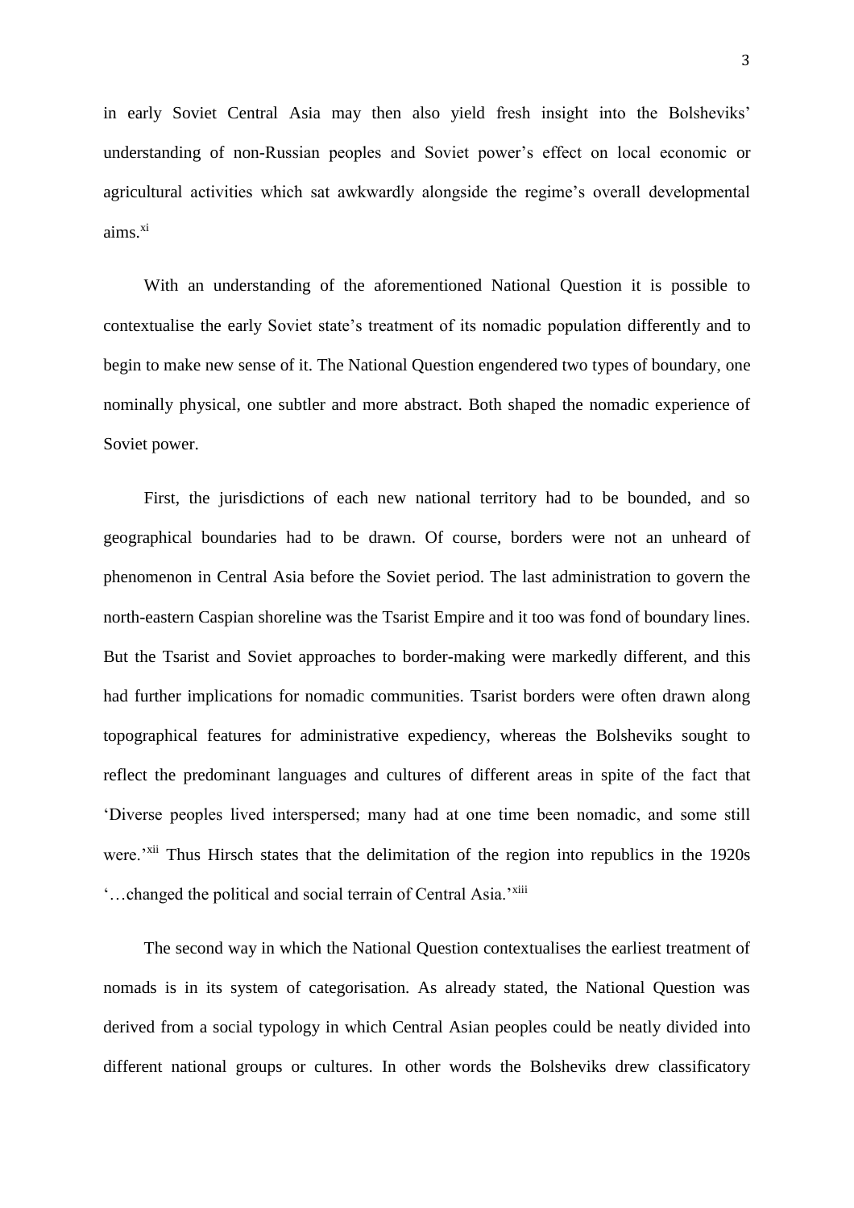in early Soviet Central Asia may then also yield fresh insight into the Bolsheviks' understanding of non-Russian peoples and Soviet power's effect on local economic or agricultural activities which sat awkwardly alongside the regime's overall developmental aims.[xi]

With an understanding of the aforementioned National Question it is possible to contextualise the early Soviet state's treatment of its nomadic population differently and to begin to make new sense of it. The National Question engendered two types of boundary, one nominally physical, one subtler and more abstract. Both shaped the nomadic experience of Soviet power.

First, the jurisdictions of each new national territory had to be bounded, and so geographical boundaries had to be drawn. Of course, borders were not an unheard of phenomenon in Central Asia before the Soviet period. The last administration to govern the north-eastern Caspian shoreline was the Tsarist Empire and it too was fond of boundary lines. But the Tsarist and Soviet approaches to border-making were markedly different, and this had further implications for nomadic communities. Tsarist borders were often drawn along topographical features for administrative expediency, whereas the Bolsheviks sought to reflect the predominant languages and cultures of different areas in spite of the fact that 'Diverse peoples lived interspersed; many had at one time been nomadic, and some still were.'[xii] Thus Hirsch states that the delimitation of the region into republics in the 1920s '…changed the political and social terrain of Central Asia.'[xiii]

The second way in which the National Question contextualises the earliest treatment of nomads is in its system of categorisation. As already stated, the National Question was derived from a social typology in which Central Asian peoples could be neatly divided into different national groups or cultures. In other words the Bolsheviks drew classificatory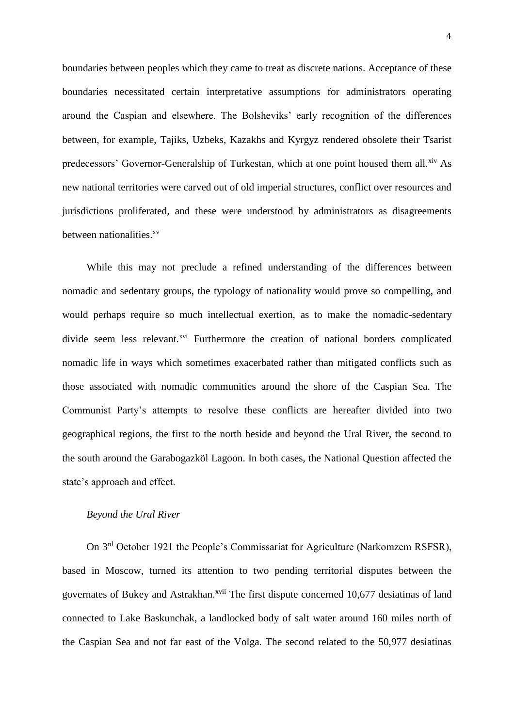boundaries between peoples which they came to treat as discrete nations. Acceptance of these boundaries necessitated certain interpretative assumptions for administrators operating around the Caspian and elsewhere. The Bolsheviks' early recognition of the differences between, for example, Tajiks, Uzbeks, Kazakhs and Kyrgyz rendered obsolete their Tsarist predecessors' Governor-Generalship of Turkestan, which at one point housed them all.[xiv] As new national territories were carved out of old imperial structures, conflict over resources and jurisdictions proliferated, and these were understood by administrators as disagreements between nationalities.[xv]

While this may not preclude a refined understanding of the differences between nomadic and sedentary groups, the typology of nationality would prove so compelling, and would perhaps require so much intellectual exertion, as to make the nomadic-sedentary divide seem less relevant.[xvi] Furthermore the creation of national borders complicated nomadic life in ways which sometimes exacerbated rather than mitigated conflicts such as those associated with nomadic communities around the shore of the Caspian Sea. The Communist Party's attempts to resolve these conflicts are hereafter divided into two geographical regions, the first to the north beside and beyond the Ural River, the second to the south around the Garabogazköl Lagoon. In both cases, the National Question affected the state's approach and effect.

*Beyond the Ural River*

On 3rd October 1921 the People's Commissariat for Agriculture (Narkomzem RSFSR), based in Moscow, turned its attention to two pending territorial disputes between the governates of Bukey and Astrakhan.[xvii] The first dispute concerned 10,677 desiatinas of land connected to Lake Baskunchak, a landlocked body of salt water around 160 miles north of the Caspian Sea and not far east of the Volga. The second related to the 50,977 desiatinas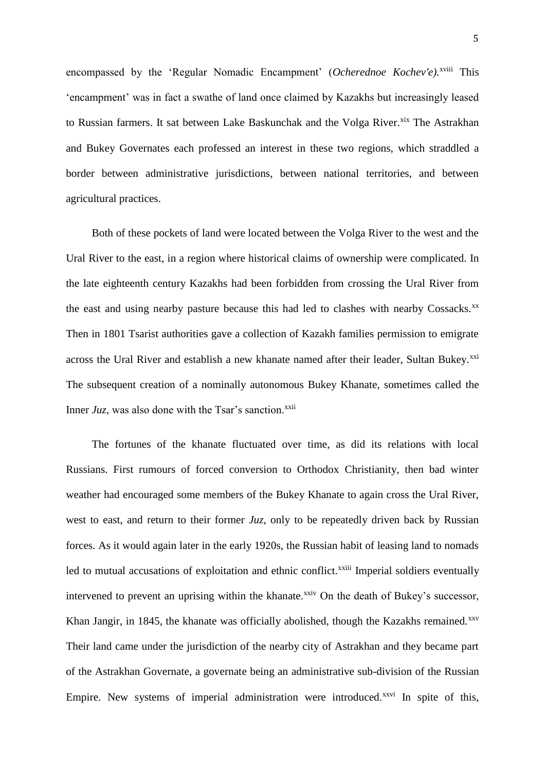encompassed by the 'Regular Nomadic Encampment' (*Ocherednoe Kochev'e).*[xviii] This 'encampment' was in fact a swathe of land once claimed by Kazakhs but increasingly leased to Russian farmers. It sat between Lake Baskunchak and the Volga River.[xix] The Astrakhan and Bukey Governates each professed an interest in these two regions, which straddled a border between administrative jurisdictions, between national territories, and between agricultural practices.

Both of these pockets of land were located between the Volga River to the west and the Ural River to the east, in a region where historical claims of ownership were complicated. In the late eighteenth century Kazakhs had been forbidden from crossing the Ural River from the east and using nearby pasture because this had led to clashes with nearby Cossacks.[xx] Then in 1801 Tsarist authorities gave a collection of Kazakh families permission to emigrate across the Ural River and establish a new khanate named after their leader, Sultan Bukey.[xxi] The subsequent creation of a nominally autonomous Bukey Khanate, sometimes called the Inner *Juz*, was also done with the Tsar's sanction.[xxii]

The fortunes of the khanate fluctuated over time, as did its relations with local Russians. First rumours of forced conversion to Orthodox Christianity, then bad winter weather had encouraged some members of the Bukey Khanate to again cross the Ural River, west to east, and return to their former *Juz*, only to be repeatedly driven back by Russian forces. As it would again later in the early 1920s, the Russian habit of leasing land to nomads led to mutual accusations of exploitation and ethnic conflict.[xxiii] Imperial soldiers eventually intervened to prevent an uprising within the khanate.[xxiv] On the death of Bukey's successor, Khan Jangir, in 1845, the khanate was officially abolished, though the Kazakhs remained.[xxv] Their land came under the jurisdiction of the nearby city of Astrakhan and they became part of the Astrakhan Governate, a governate being an administrative sub-division of the Russian Empire. New systems of imperial administration were introduced.[xxvi] In spite of this,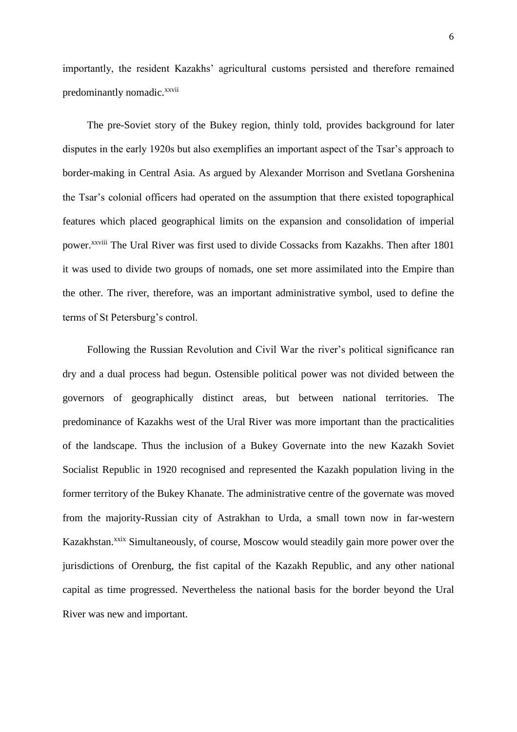importantly, the resident Kazakhs' agricultural customs persisted and therefore remained predominantly nomadic.[xxvii]

The pre-Soviet story of the Bukey region, thinly told, provides background for later disputes in the early 1920s but also exemplifies an important aspect of the Tsar's approach to border-making in Central Asia. As argued by Alexander Morrison and Svetlana Gorshenina the Tsar's colonial officers had operated on the assumption that there existed topographical features which placed geographical limits on the expansion and consolidation of imperial power.[xxviii] The Ural River was first used to divide Cossacks from Kazakhs. Then after 1801 it was used to divide two groups of nomads, one set more assimilated into the Empire than the other. The river, therefore, was an important administrative symbol, used to define the terms of St Petersburg's control.

Following the Russian Revolution and Civil War the river's political significance ran dry and a dual process had begun. Ostensible political power was not divided between the governors of geographically distinct areas, but between national territories. The predominance of Kazakhs west of the Ural River was more important than the practicalities of the landscape. Thus the inclusion of a Bukey Governate into the new Kazakh Soviet Socialist Republic in 1920 recognised and represented the Kazakh population living in the former territory of the Bukey Khanate. The administrative centre of the governate was moved from the majority-Russian city of Astrakhan to Urda, a small town now in far-western Kazakhstan.[xxix] Simultaneously, of course, Moscow would steadily gain more power over the jurisdictions of Orenburg, the fist capital of the Kazakh Republic, and any other national capital as time progressed. Nevertheless the national basis for the border beyond the Ural River was new and important.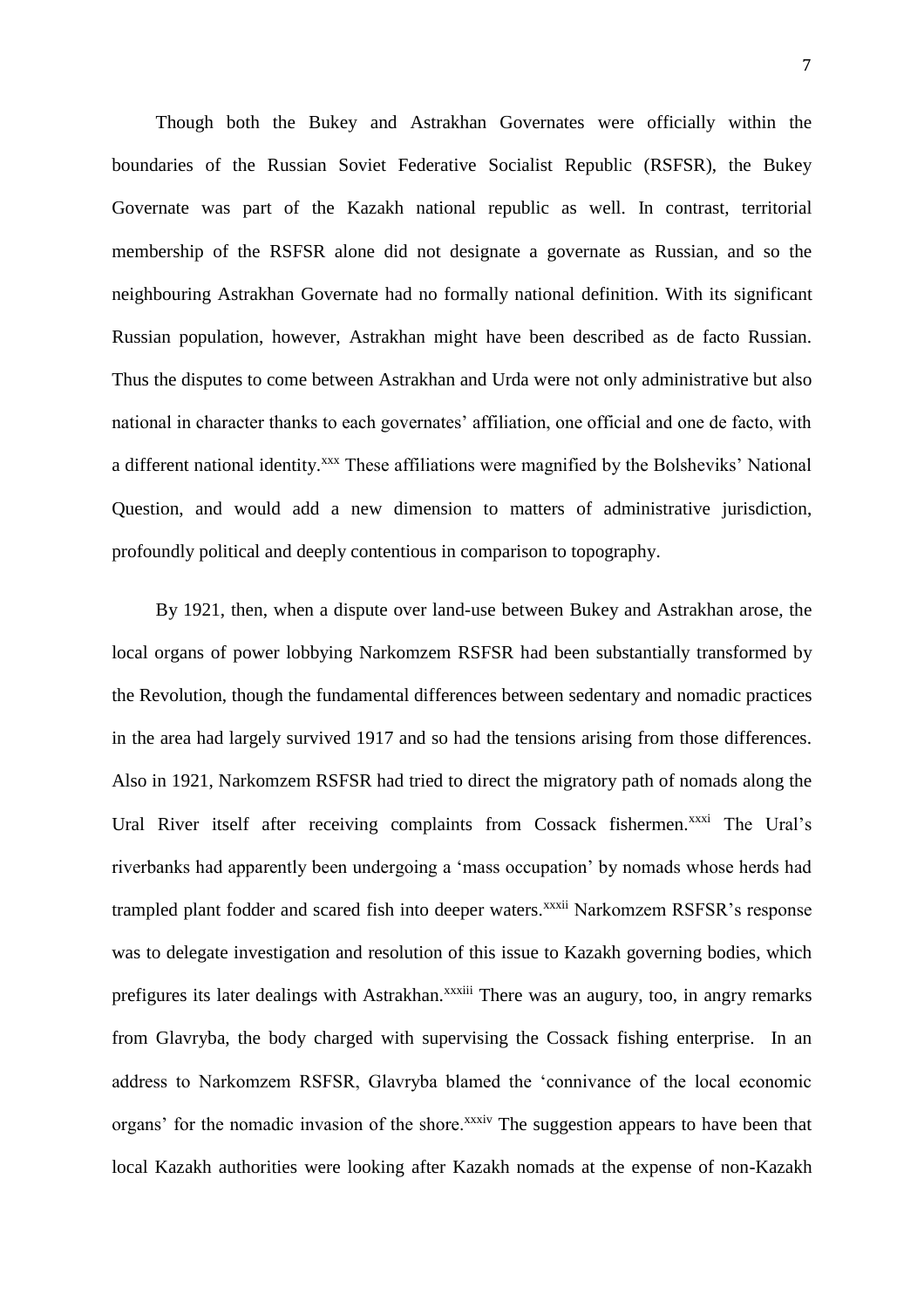Though both the Bukey and Astrakhan Governates were officially within the boundaries of the Russian Soviet Federative Socialist Republic (RSFSR), the Bukey Governate was part of the Kazakh national republic as well. In contrast, territorial membership of the RSFSR alone did not designate a governate as Russian, and so the neighbouring Astrakhan Governate had no formally national definition. With its significant Russian population, however, Astrakhan might have been described as de facto Russian. Thus the disputes to come between Astrakhan and Urda were not only administrative but also national in character thanks to each governates' affiliation, one official and one de facto, with a different national identity.[xxx] These affiliations were magnified by the Bolsheviks' National Question, and would add a new dimension to matters of administrative jurisdiction, profoundly political and deeply contentious in comparison to topography.

By 1921, then, when a dispute over land-use between Bukey and Astrakhan arose, the local organs of power lobbying Narkomzem RSFSR had been substantially transformed by the Revolution, though the fundamental differences between sedentary and nomadic practices in the area had largely survived 1917 and so had the tensions arising from those differences. Also in 1921, Narkomzem RSFSR had tried to direct the migratory path of nomads along the Ural River itself after receiving complaints from Cossack fishermen.[xxxi] The Ural's riverbanks had apparently been undergoing a 'mass occupation' by nomads whose herds had trampled plant fodder and scared fish into deeper waters.[xxxii] Narkomzem RSFSR's response was to delegate investigation and resolution of this issue to Kazakh governing bodies, which prefigures its later dealings with Astrakhan.[xxxiii] There was an augury, too, in angry remarks from Glavryba, the body charged with supervising the Cossack fishing enterprise. In an address to Narkomzem RSFSR, Glavryba blamed the 'connivance of the local economic organs' for the nomadic invasion of the shore.[xxxiv] The suggestion appears to have been that local Kazakh authorities were looking after Kazakh nomads at the expense of non-Kazakh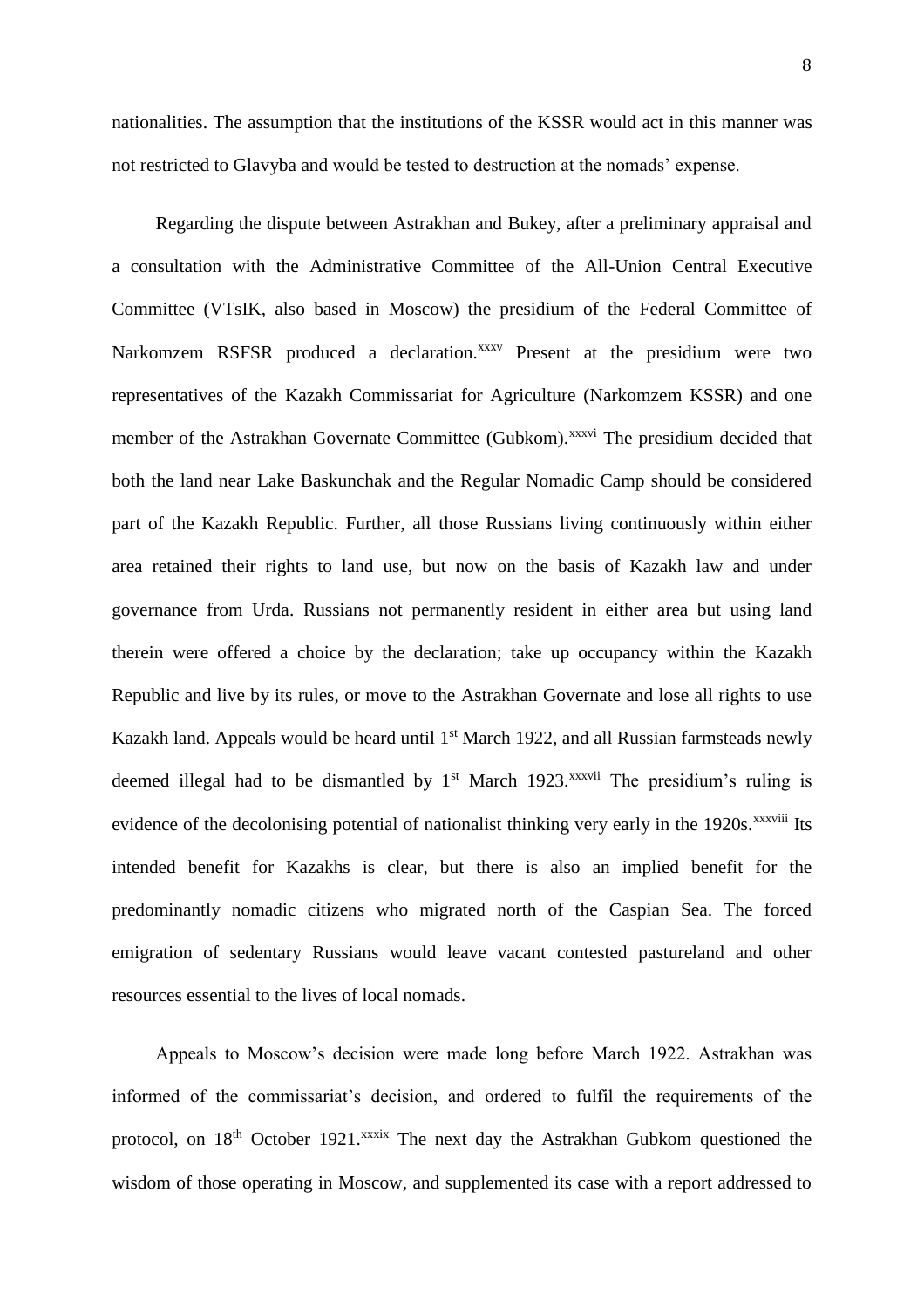nationalities. The assumption that the institutions of the KSSR would act in this manner was not restricted to Glavyba and would be tested to destruction at the nomads' expense.

Regarding the dispute between Astrakhan and Bukey, after a preliminary appraisal and a consultation with the Administrative Committee of the All-Union Central Executive Committee (VTsIK, also based in Moscow) the presidium of the Federal Committee of Narkomzem RSFSR produced a declaration.[xxxv] Present at the presidium were two representatives of the Kazakh Commissariat for Agriculture (Narkomzem KSSR) and one member of the Astrakhan Governate Committee (Gubkom).[xxxvi] The presidium decided that both the land near Lake Baskunchak and the Regular Nomadic Camp should be considered part of the Kazakh Republic. Further, all those Russians living continuously within either area retained their rights to land use, but now on the basis of Kazakh law and under governance from Urda. Russians not permanently resident in either area but using land therein were offered a choice by the declaration; take up occupancy within the Kazakh Republic and live by its rules, or move to the Astrakhan Governate and lose all rights to use Kazakh land. Appeals would be heard until 1st March 1922, and all Russian farmsteads newly deemed illegal had to be dismantled by 1st March 1923.[xxxvii] The presidium's ruling is evidence of the decolonising potential of nationalist thinking very early in the 1920s.[xxxviii] Its intended benefit for Kazakhs is clear, but there is also an implied benefit for the predominantly nomadic citizens who migrated north of the Caspian Sea. The forced emigration of sedentary Russians would leave vacant contested pastureland and other resources essential to the lives of local nomads.

Appeals to Moscow's decision were made long before March 1922. Astrakhan was informed of the commissariat's decision, and ordered to fulfil the requirements of the protocol, on 18th October 1921.[xxxix] The next day the Astrakhan Gubkom questioned the wisdom of those operating in Moscow, and supplemented its case with a report addressed to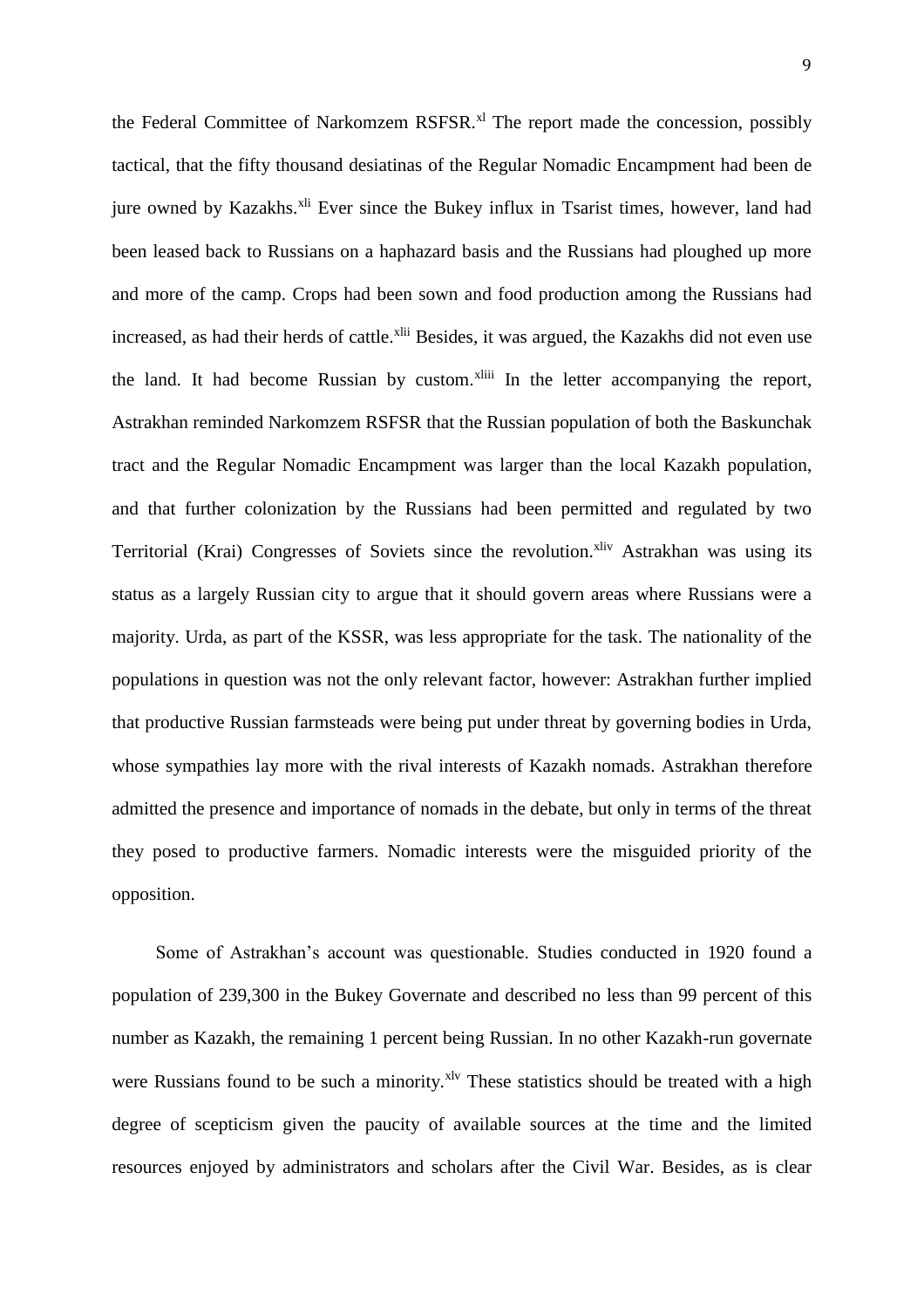the Federal Committee of Narkomzem RSFSR.[xl] The report made the concession, possibly tactical, that the fifty thousand desiatinas of the Regular Nomadic Encampment had been de jure owned by Kazakhs.[xli] Ever since the Bukey influx in Tsarist times, however, land had been leased back to Russians on a haphazard basis and the Russians had ploughed up more and more of the camp. Crops had been sown and food production among the Russians had increased, as had their herds of cattle.[xlii] Besides, it was argued, the Kazakhs did not even use the land. It had become Russian by custom.[xliii] In the letter accompanying the report, Astrakhan reminded Narkomzem RSFSR that the Russian population of both the Baskunchak tract and the Regular Nomadic Encampment was larger than the local Kazakh population, and that further colonization by the Russians had been permitted and regulated by two Territorial (Krai) Congresses of Soviets since the revolution.[xliv] Astrakhan was using its status as a largely Russian city to argue that it should govern areas where Russians were a majority. Urda, as part of the KSSR, was less appropriate for the task. The nationality of the populations in question was not the only relevant factor, however: Astrakhan further implied that productive Russian farmsteads were being put under threat by governing bodies in Urda, whose sympathies lay more with the rival interests of Kazakh nomads. Astrakhan therefore admitted the presence and importance of nomads in the debate, but only in terms of the threat they posed to productive farmers. Nomadic interests were the misguided priority of the opposition.

Some of Astrakhan's account was questionable. Studies conducted in 1920 found a population of 239,300 in the Bukey Governate and described no less than 99 percent of this number as Kazakh, the remaining 1 percent being Russian. In no other Kazakh-run governate were Russians found to be such a minority.[xlv] These statistics should be treated with a high degree of scepticism given the paucity of available sources at the time and the limited resources enjoyed by administrators and scholars after the Civil War. Besides, as is clear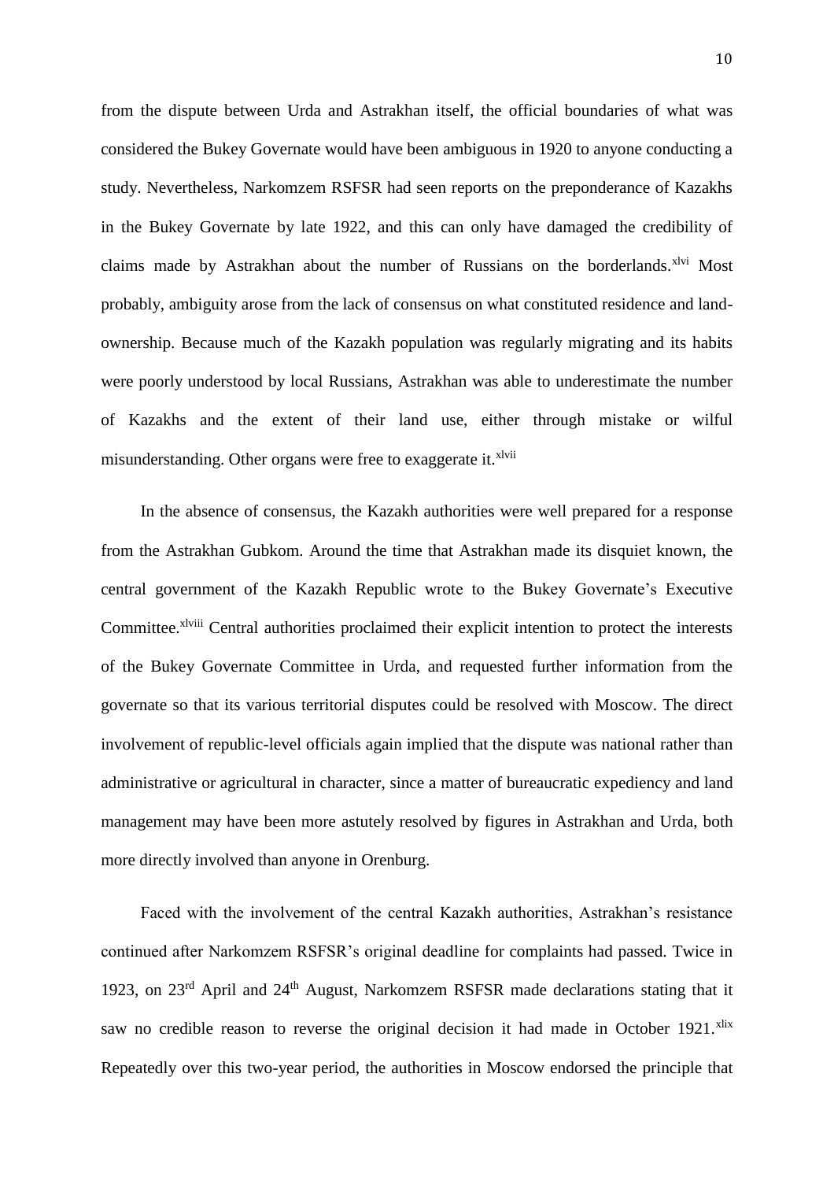from the dispute between Urda and Astrakhan itself, the official boundaries of what was considered the Bukey Governate would have been ambiguous in 1920 to anyone conducting a study. Nevertheless, Narkomzem RSFSR had seen reports on the preponderance of Kazakhs in the Bukey Governate by late 1922, and this can only have damaged the credibility of claims made by Astrakhan about the number of Russians on the borderlands.[xlvi] Most probably, ambiguity arose from the lack of consensus on what constituted residence and land-ownership. Because much of the Kazakh population was regularly migrating and its habits were poorly understood by local Russians, Astrakhan was able to underestimate the number of Kazakhs and the extent of their land use, either through mistake or wilful misunderstanding. Other organs were free to exaggerate it.[xlvii]

In the absence of consensus, the Kazakh authorities were well prepared for a response from the Astrakhan Gubkom. Around the time that Astrakhan made its disquiet known, the central government of the Kazakh Republic wrote to the Bukey Governate's Executive Committee.[xlviii] Central authorities proclaimed their explicit intention to protect the interests of the Bukey Governate Committee in Urda, and requested further information from the governate so that its various territorial disputes could be resolved with Moscow. The direct involvement of republic-level officials again implied that the dispute was national rather than administrative or agricultural in character, since a matter of bureaucratic expediency and land management may have been more astutely resolved by figures in Astrakhan and Urda, both more directly involved than anyone in Orenburg.

Faced with the involvement of the central Kazakh authorities, Astrakhan's resistance continued after Narkomzem RSFSR's original deadline for complaints had passed. Twice in 1923, on 23rd April and 24th August, Narkomzem RSFSR made declarations stating that it saw no credible reason to reverse the original decision it had made in October 1921.[xlix] Repeatedly over this two-year period, the authorities in Moscow endorsed the principle that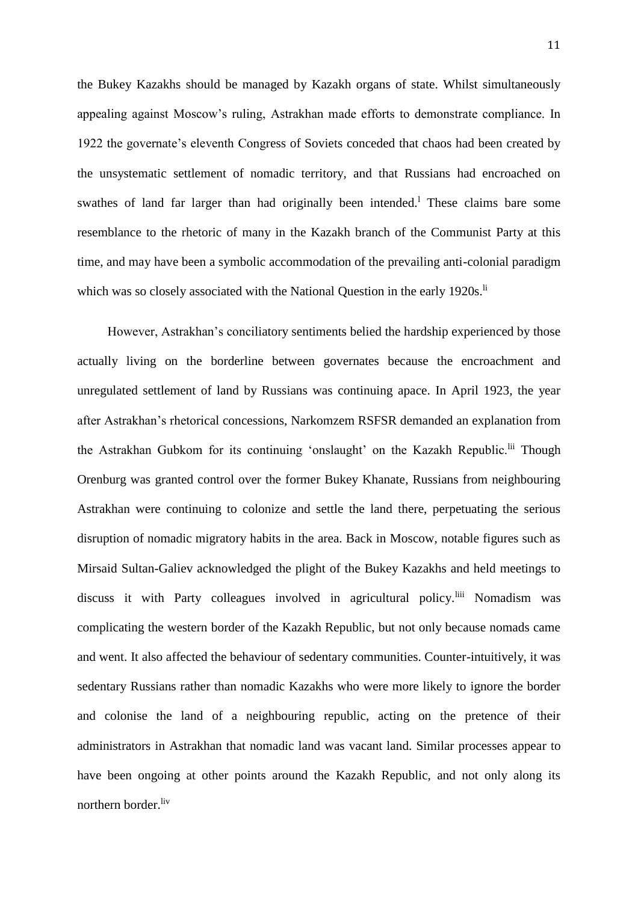the Bukey Kazakhs should be managed by Kazakh organs of state. Whilst simultaneously appealing against Moscow's ruling, Astrakhan made efforts to demonstrate compliance. In 1922 the governate's eleventh Congress of Soviets conceded that chaos had been created by the unsystematic settlement of nomadic territory, and that Russians had encroached on swathes of land far larger than had originally been intended.[l] These claims bare some resemblance to the rhetoric of many in the Kazakh branch of the Communist Party at this time, and may have been a symbolic accommodation of the prevailing anti-colonial paradigm which was so closely associated with the National Question in the early 1920s.[li]

However, Astrakhan's conciliatory sentiments belied the hardship experienced by those actually living on the borderline between governates because the encroachment and unregulated settlement of land by Russians was continuing apace. In April 1923, the year after Astrakhan's rhetorical concessions, Narkomzem RSFSR demanded an explanation from the Astrakhan Gubkom for its continuing 'onslaught' on the Kazakh Republic.[lii] Though Orenburg was granted control over the former Bukey Khanate, Russians from neighbouring Astrakhan were continuing to colonize and settle the land there, perpetuating the serious disruption of nomadic migratory habits in the area. Back in Moscow, notable figures such as Mirsaid Sultan-Galiev acknowledged the plight of the Bukey Kazakhs and held meetings to discuss it with Party colleagues involved in agricultural policy.[liii] Nomadism was complicating the western border of the Kazakh Republic, but not only because nomads came and went. It also affected the behaviour of sedentary communities. Counter-intuitively, it was sedentary Russians rather than nomadic Kazakhs who were more likely to ignore the border and colonise the land of a neighbouring republic, acting on the pretence of their administrators in Astrakhan that nomadic land was vacant land. Similar processes appear to have been ongoing at other points around the Kazakh Republic, and not only along its northern border.[liv]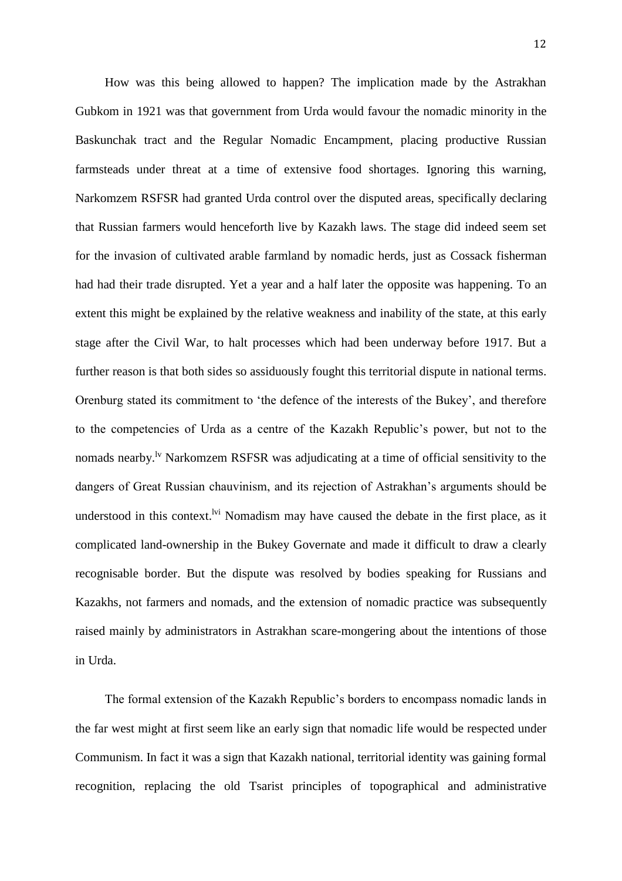How was this being allowed to happen? The implication made by the Astrakhan Gubkom in 1921 was that government from Urda would favour the nomadic minority in the Baskunchak tract and the Regular Nomadic Encampment, placing productive Russian farmsteads under threat at a time of extensive food shortages. Ignoring this warning, Narkomzem RSFSR had granted Urda control over the disputed areas, specifically declaring that Russian farmers would henceforth live by Kazakh laws. The stage did indeed seem set for the invasion of cultivated arable farmland by nomadic herds, just as Cossack fisherman had had their trade disrupted. Yet a year and a half later the opposite was happening. To an extent this might be explained by the relative weakness and inability of the state, at this early stage after the Civil War, to halt processes which had been underway before 1917. But a further reason is that both sides so assiduously fought this territorial dispute in national terms. Orenburg stated its commitment to 'the defence of the interests of the Bukey', and therefore to the competencies of Urda as a centre of the Kazakh Republic's power, but not to the nomads nearby.[lv] Narkomzem RSFSR was adjudicating at a time of official sensitivity to the dangers of Great Russian chauvinism, and its rejection of Astrakhan's arguments should be understood in this context.[lvi] Nomadism may have caused the debate in the first place, as it complicated land-ownership in the Bukey Governate and made it difficult to draw a clearly recognisable border. But the dispute was resolved by bodies speaking for Russians and Kazakhs, not farmers and nomads, and the extension of nomadic practice was subsequently raised mainly by administrators in Astrakhan scare-mongering about the intentions of those in Urda.

The formal extension of the Kazakh Republic's borders to encompass nomadic lands in the far west might at first seem like an early sign that nomadic life would be respected under Communism. In fact it was a sign that Kazakh national, territorial identity was gaining formal recognition, replacing the old Tsarist principles of topographical and administrative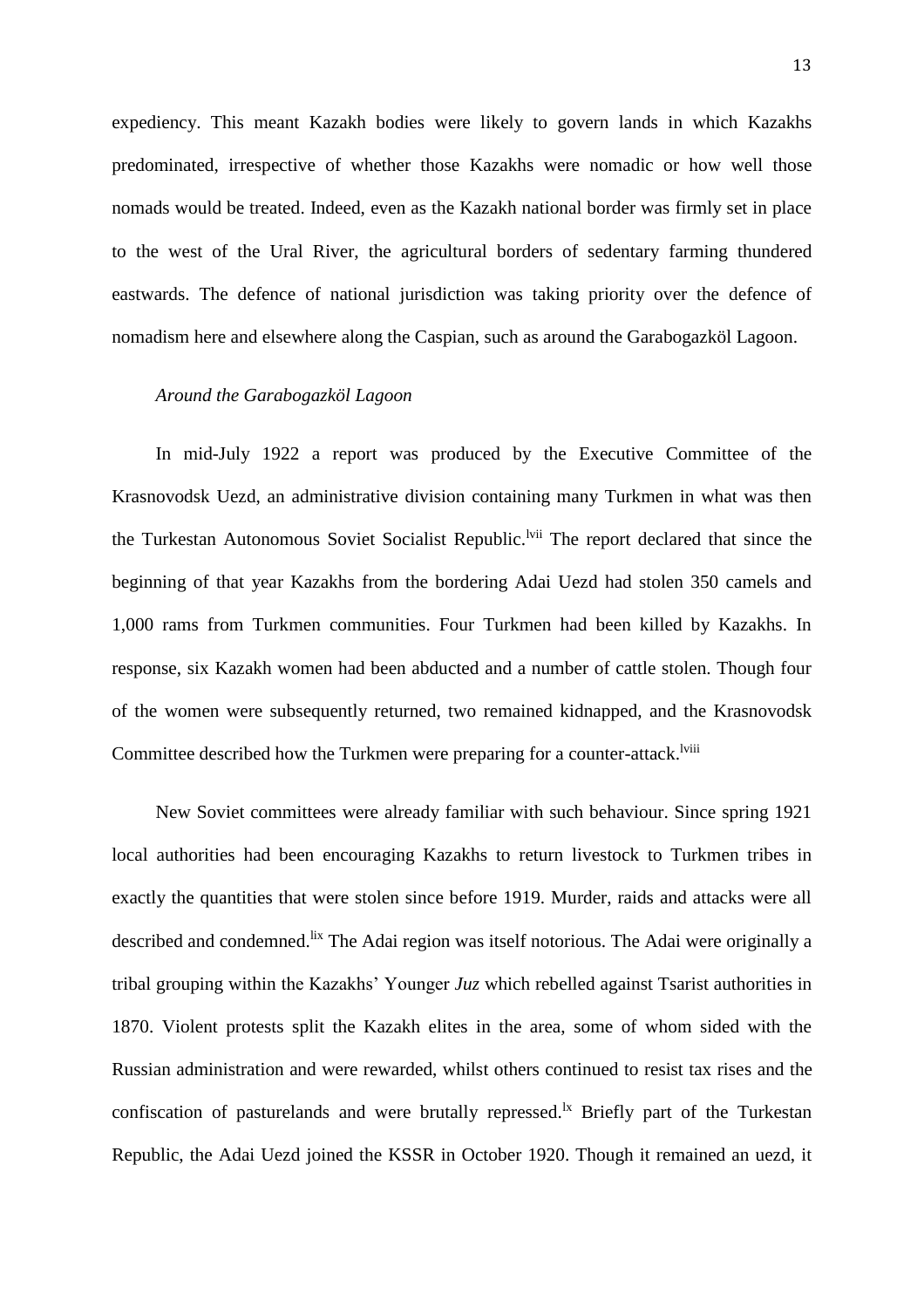expediency. This meant Kazakh bodies were likely to govern lands in which Kazakhs predominated, irrespective of whether those Kazakhs were nomadic or how well those nomads would be treated. Indeed, even as the Kazakh national border was firmly set in place to the west of the Ural River, the agricultural borders of sedentary farming thundered eastwards. The defence of national jurisdiction was taking priority over the defence of nomadism here and elsewhere along the Caspian, such as around the Garabogazköl Lagoon.

*Around the Garabogazköl Lagoon*

In mid-July 1922 a report was produced by the Executive Committee of the Krasnovodsk Uezd, an administrative division containing many Turkmen in what was then the Turkestan Autonomous Soviet Socialist Republic.[lvii] The report declared that since the beginning of that year Kazakhs from the bordering Adai Uezd had stolen 350 camels and 1,000 rams from Turkmen communities. Four Turkmen had been killed by Kazakhs. In response, six Kazakh women had been abducted and a number of cattle stolen. Though four of the women were subsequently returned, two remained kidnapped, and the Krasnovodsk Committee described how the Turkmen were preparing for a counter-attack.[lviii]

New Soviet committees were already familiar with such behaviour. Since spring 1921 local authorities had been encouraging Kazakhs to return livestock to Turkmen tribes in exactly the quantities that were stolen since before 1919. Murder, raids and attacks were all described and condemned.[lix] The Adai region was itself notorious. The Adai were originally a tribal grouping within the Kazakhs' Younger *Juz* which rebelled against Tsarist authorities in 1870. Violent protests split the Kazakh elites in the area, some of whom sided with the Russian administration and were rewarded, whilst others continued to resist tax rises and the confiscation of pasturelands and were brutally repressed.[lx] Briefly part of the Turkestan Republic, the Adai Uezd joined the KSSR in October 1920. Though it remained an uezd, it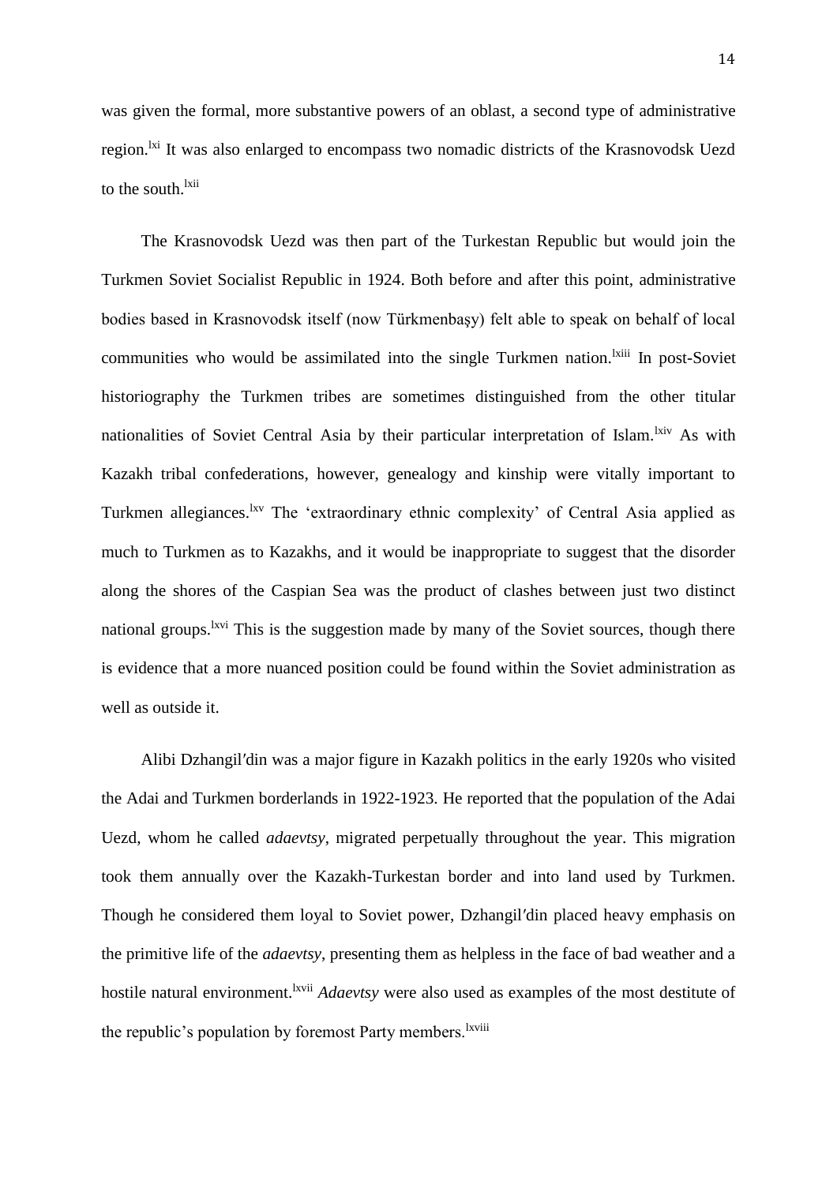was given the formal, more substantive powers of an oblast, a second type of administrative region.[lxi] It was also enlarged to encompass two nomadic districts of the Krasnovodsk Uezd to the south.[lxii]

The Krasnovodsk Uezd was then part of the Turkestan Republic but would join the Turkmen Soviet Socialist Republic in 1924. Both before and after this point, administrative bodies based in Krasnovodsk itself (now Türkmenbaşy) felt able to speak on behalf of local communities who would be assimilated into the single Turkmen nation.[lxiii] In post-Soviet historiography the Turkmen tribes are sometimes distinguished from the other titular nationalities of Soviet Central Asia by their particular interpretation of Islam.[lxiv] As with Kazakh tribal confederations, however, genealogy and kinship were vitally important to Turkmen allegiances.[lxv] The 'extraordinary ethnic complexity' of Central Asia applied as much to Turkmen as to Kazakhs, and it would be inappropriate to suggest that the disorder along the shores of the Caspian Sea was the product of clashes between just two distinct national groups.[lxvi] This is the suggestion made by many of the Soviet sources, though there is evidence that a more nuanced position could be found within the Soviet administration as well as outside it.

Alibi Dzhangil′din was a major figure in Kazakh politics in the early 1920s who visited the Adai and Turkmen borderlands in 1922-1923. He reported that the population of the Adai Uezd, whom he called *adaevtsy*, migrated perpetually throughout the year. This migration took them annually over the Kazakh-Turkestan border and into land used by Turkmen. Though he considered them loyal to Soviet power, Dzhangil′din placed heavy emphasis on the primitive life of the *adaevtsy*, presenting them as helpless in the face of bad weather and a hostile natural environment.[lxvii] *Adaevtsy* were also used as examples of the most destitute of the republic's population by foremost Party members.[lxviii]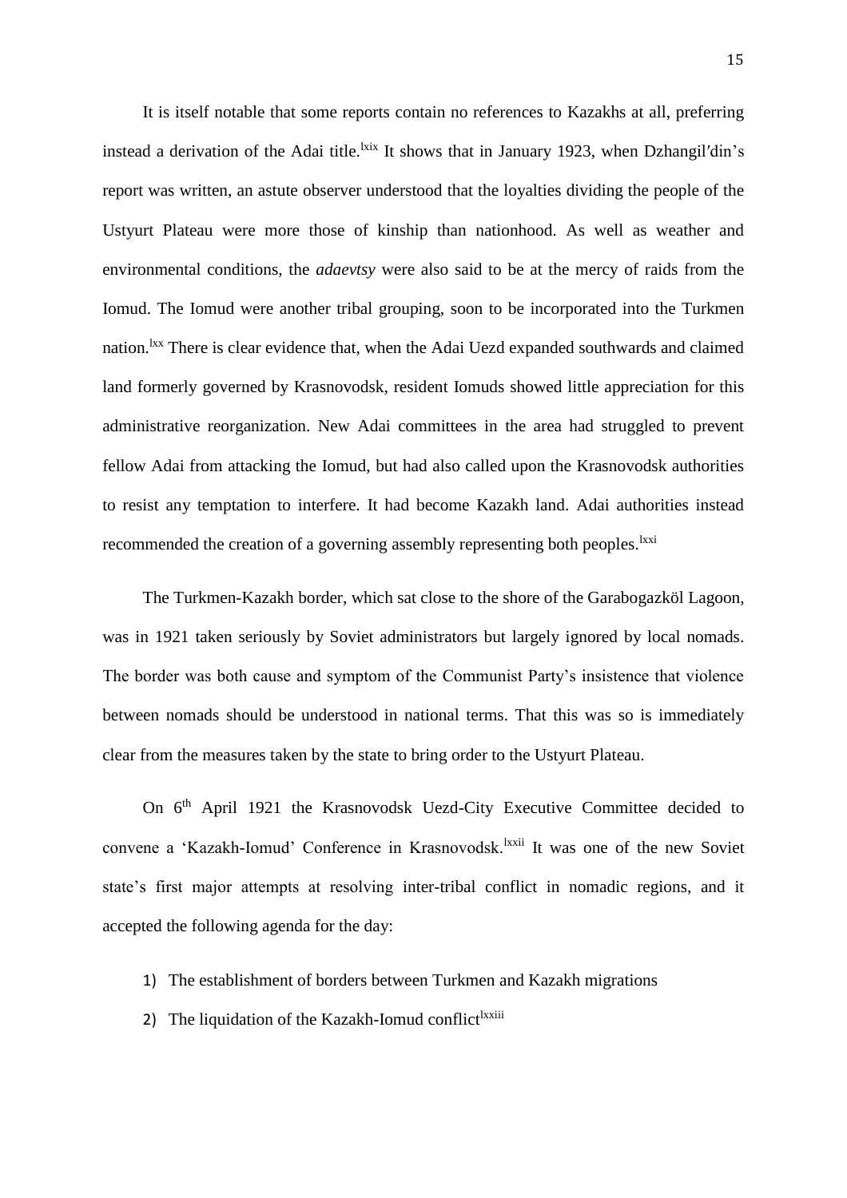It is itself notable that some reports contain no references to Kazakhs at all, preferring instead a derivation of the Adai title.[lxix] It shows that in January 1923, when Dzhangil′din's report was written, an astute observer understood that the loyalties dividing the people of the Ustyurt Plateau were more those of kinship than nationhood. As well as weather and environmental conditions, the *adaevtsy* were also said to be at the mercy of raids from the Iomud. The Iomud were another tribal grouping, soon to be incorporated into the Turkmen nation.[lxx] There is clear evidence that, when the Adai Uezd expanded southwards and claimed land formerly governed by Krasnovodsk, resident Iomuds showed little appreciation for this administrative reorganization. New Adai committees in the area had struggled to prevent fellow Adai from attacking the Iomud, but had also called upon the Krasnovodsk authorities to resist any temptation to interfere. It had become Kazakh land. Adai authorities instead recommended the creation of a governing assembly representing both peoples.[lxxi]

The Turkmen-Kazakh border, which sat close to the shore of the Garabogazköl Lagoon, was in 1921 taken seriously by Soviet administrators but largely ignored by local nomads. The border was both cause and symptom of the Communist Party's insistence that violence between nomads should be understood in national terms. That this was so is immediately clear from the measures taken by the state to bring order to the Ustyurt Plateau.

On 6th April 1921 the Krasnovodsk Uezd-City Executive Committee decided to convene a 'Kazakh-Iomud' Conference in Krasnovodsk.[lxxii] It was one of the new Soviet state's first major attempts at resolving inter-tribal conflict in nomadic regions, and it accepted the following agenda for the day:

1) The establishment of borders between Turkmen and Kazakh migrations
2) The liquidation of the Kazakh-Iomud conflict[lxxiii]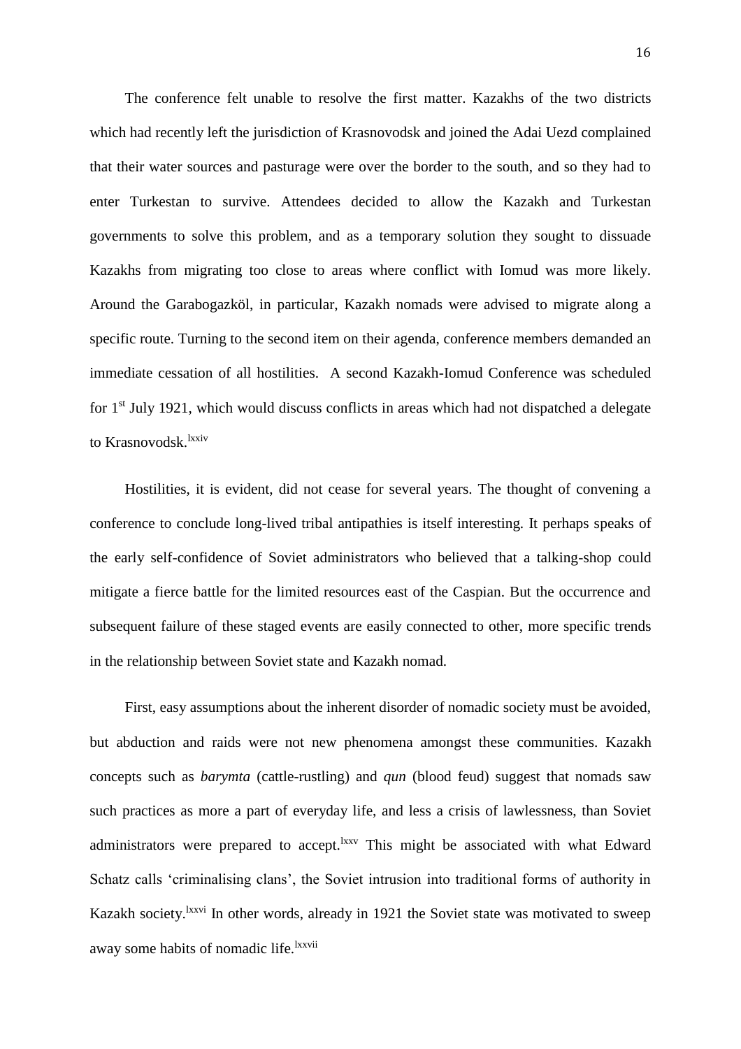The conference felt unable to resolve the first matter. Kazakhs of the two districts which had recently left the jurisdiction of Krasnovodsk and joined the Adai Uezd complained that their water sources and pasturage were over the border to the south, and so they had to enter Turkestan to survive. Attendees decided to allow the Kazakh and Turkestan governments to solve this problem, and as a temporary solution they sought to dissuade Kazakhs from migrating too close to areas where conflict with Iomud was more likely. Around the Garabogazköl, in particular, Kazakh nomads were advised to migrate along a specific route. Turning to the second item on their agenda, conference members demanded an immediate cessation of all hostilities. A second Kazakh-Iomud Conference was scheduled for 1st July 1921, which would discuss conflicts in areas which had not dispatched a delegate to Krasnovodsk.[lxxiv]

Hostilities, it is evident, did not cease for several years. The thought of convening a conference to conclude long-lived tribal antipathies is itself interesting. It perhaps speaks of the early self-confidence of Soviet administrators who believed that a talking-shop could mitigate a fierce battle for the limited resources east of the Caspian. But the occurrence and subsequent failure of these staged events are easily connected to other, more specific trends in the relationship between Soviet state and Kazakh nomad.

First, easy assumptions about the inherent disorder of nomadic society must be avoided, but abduction and raids were not new phenomena amongst these communities. Kazakh concepts such as *barymta* (cattle-rustling) and *qun* (blood feud) suggest that nomads saw such practices as more a part of everyday life, and less a crisis of lawlessness, than Soviet administrators were prepared to accept.[lxxv] This might be associated with what Edward Schatz calls 'criminalising clans', the Soviet intrusion into traditional forms of authority in Kazakh society.[lxxvi] In other words, already in 1921 the Soviet state was motivated to sweep away some habits of nomadic life.[lxxvii]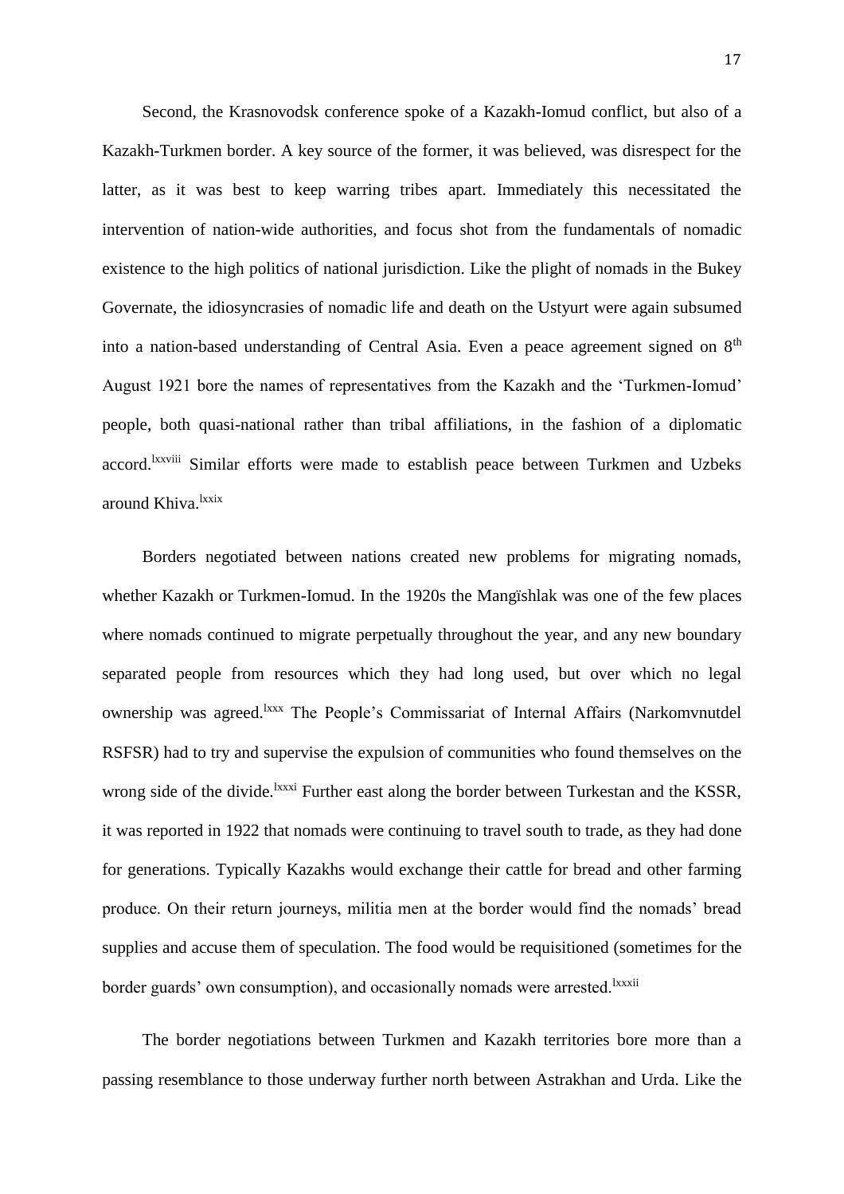Second, the Krasnovodsk conference spoke of a Kazakh-Iomud conflict, but also of a Kazakh-Turkmen border. A key source of the former, it was believed, was disrespect for the latter, as it was best to keep warring tribes apart. Immediately this necessitated the intervention of nation-wide authorities, and focus shot from the fundamentals of nomadic existence to the high politics of national jurisdiction. Like the plight of nomads in the Bukey Governate, the idiosyncrasies of nomadic life and death on the Ustyurt were again subsumed into a nation-based understanding of Central Asia. Even a peace agreement signed on 8th August 1921 bore the names of representatives from the Kazakh and the 'Turkmen-Iomud' people, both quasi-national rather than tribal affiliations, in the fashion of a diplomatic accord.[lxxviii] Similar efforts were made to establish peace between Turkmen and Uzbeks around Khiva.[lxxix]

Borders negotiated between nations created new problems for migrating nomads, whether Kazakh or Turkmen-Iomud. In the 1920s the Mangïshlak was one of the few places where nomads continued to migrate perpetually throughout the year, and any new boundary separated people from resources which they had long used, but over which no legal ownership was agreed.[lxxx] The People's Commissariat of Internal Affairs (Narkomvnutdel RSFSR) had to try and supervise the expulsion of communities who found themselves on the wrong side of the divide.[lxxxi] Further east along the border between Turkestan and the KSSR, it was reported in 1922 that nomads were continuing to travel south to trade, as they had done for generations. Typically Kazakhs would exchange their cattle for bread and other farming produce. On their return journeys, militia men at the border would find the nomads' bread supplies and accuse them of speculation. The food would be requisitioned (sometimes for the border guards' own consumption), and occasionally nomads were arrested.[lxxxii]

The border negotiations between Turkmen and Kazakh territories bore more than a passing resemblance to those underway further north between Astrakhan and Urda. Like the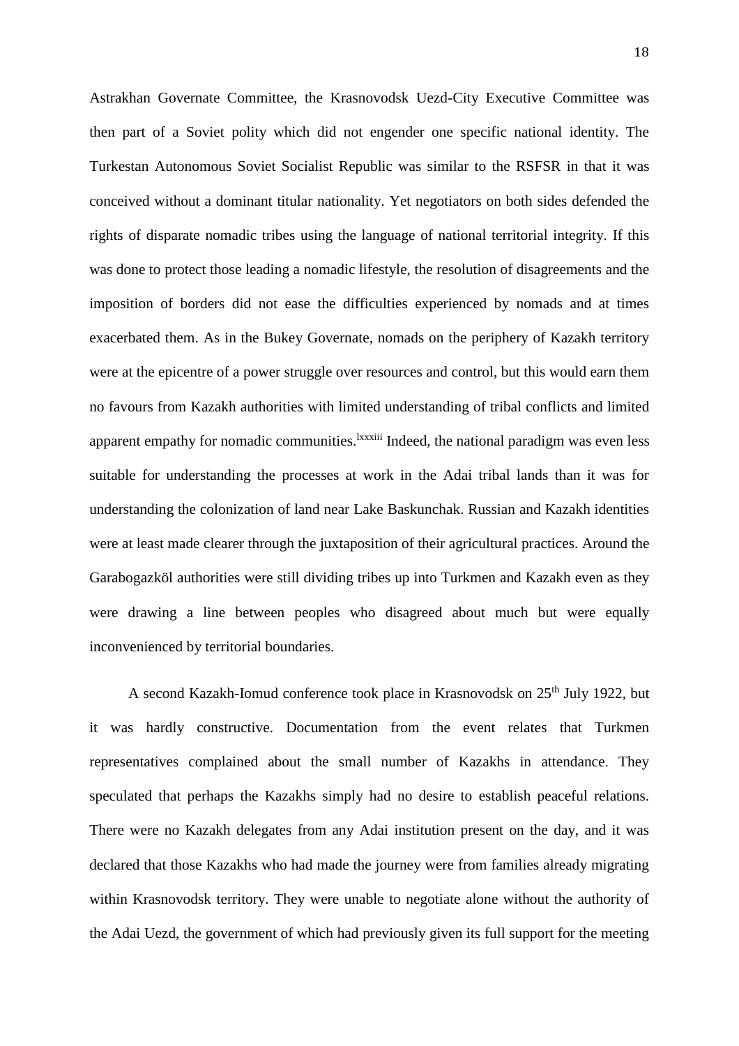Astrakhan Governate Committee, the Krasnovodsk Uezd-City Executive Committee was then part of a Soviet polity which did not engender one specific national identity. The Turkestan Autonomous Soviet Socialist Republic was similar to the RSFSR in that it was conceived without a dominant titular nationality. Yet negotiators on both sides defended the rights of disparate nomadic tribes using the language of national territorial integrity. If this was done to protect those leading a nomadic lifestyle, the resolution of disagreements and the imposition of borders did not ease the difficulties experienced by nomads and at times exacerbated them. As in the Bukey Governate, nomads on the periphery of Kazakh territory were at the epicentre of a power struggle over resources and control, but this would earn them no favours from Kazakh authorities with limited understanding of tribal conflicts and limited apparent empathy for nomadic communities.[lxxxiii] Indeed, the national paradigm was even less suitable for understanding the processes at work in the Adai tribal lands than it was for understanding the colonization of land near Lake Baskunchak. Russian and Kazakh identities were at least made clearer through the juxtaposition of their agricultural practices. Around the Garabogazköl authorities were still dividing tribes up into Turkmen and Kazakh even as they were drawing a line between peoples who disagreed about much but were equally inconvenienced by territorial boundaries.

A second Kazakh-Iomud conference took place in Krasnovodsk on 25th July 1922, but it was hardly constructive. Documentation from the event relates that Turkmen representatives complained about the small number of Kazakhs in attendance. They speculated that perhaps the Kazakhs simply had no desire to establish peaceful relations. There were no Kazakh delegates from any Adai institution present on the day, and it was declared that those Kazakhs who had made the journey were from families already migrating within Krasnovodsk territory. They were unable to negotiate alone without the authority of the Adai Uezd, the government of which had previously given its full support for the meeting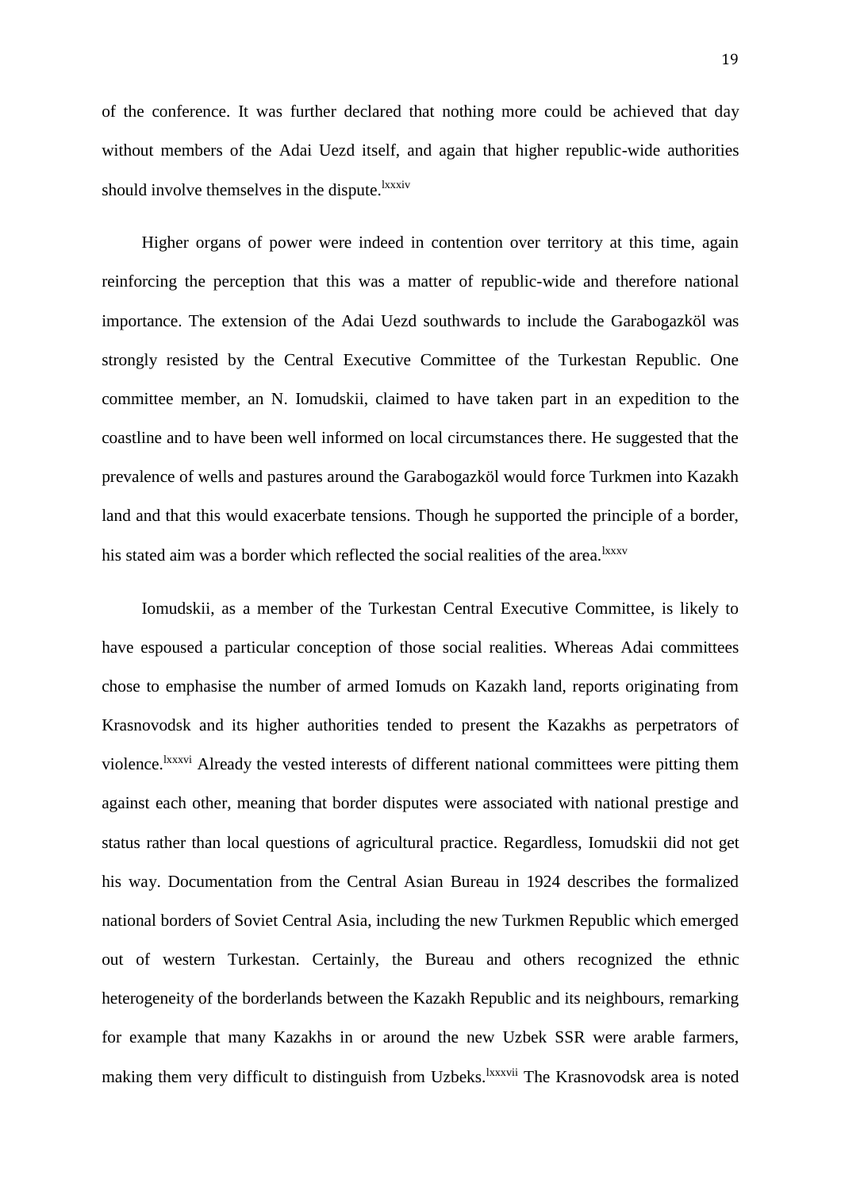of the conference. It was further declared that nothing more could be achieved that day without members of the Adai Uezd itself, and again that higher republic-wide authorities should involve themselves in the dispute.[lxxxiv]

Higher organs of power were indeed in contention over territory at this time, again reinforcing the perception that this was a matter of republic-wide and therefore national importance. The extension of the Adai Uezd southwards to include the Garabogazköl was strongly resisted by the Central Executive Committee of the Turkestan Republic. One committee member, an N. Iomudskii, claimed to have taken part in an expedition to the coastline and to have been well informed on local circumstances there. He suggested that the prevalence of wells and pastures around the Garabogazköl would force Turkmen into Kazakh land and that this would exacerbate tensions. Though he supported the principle of a border, his stated aim was a border which reflected the social realities of the area.[lxxxv]

Iomudskii, as a member of the Turkestan Central Executive Committee, is likely to have espoused a particular conception of those social realities. Whereas Adai committees chose to emphasise the number of armed Iomuds on Kazakh land, reports originating from Krasnovodsk and its higher authorities tended to present the Kazakhs as perpetrators of violence.[lxxxvi] Already the vested interests of different national committees were pitting them against each other, meaning that border disputes were associated with national prestige and status rather than local questions of agricultural practice. Regardless, Iomudskii did not get his way. Documentation from the Central Asian Bureau in 1924 describes the formalized national borders of Soviet Central Asia, including the new Turkmen Republic which emerged out of western Turkestan. Certainly, the Bureau and others recognized the ethnic heterogeneity of the borderlands between the Kazakh Republic and its neighbours, remarking for example that many Kazakhs in or around the new Uzbek SSR were arable farmers, making them very difficult to distinguish from Uzbeks.[lxxxvii] The Krasnovodsk area is noted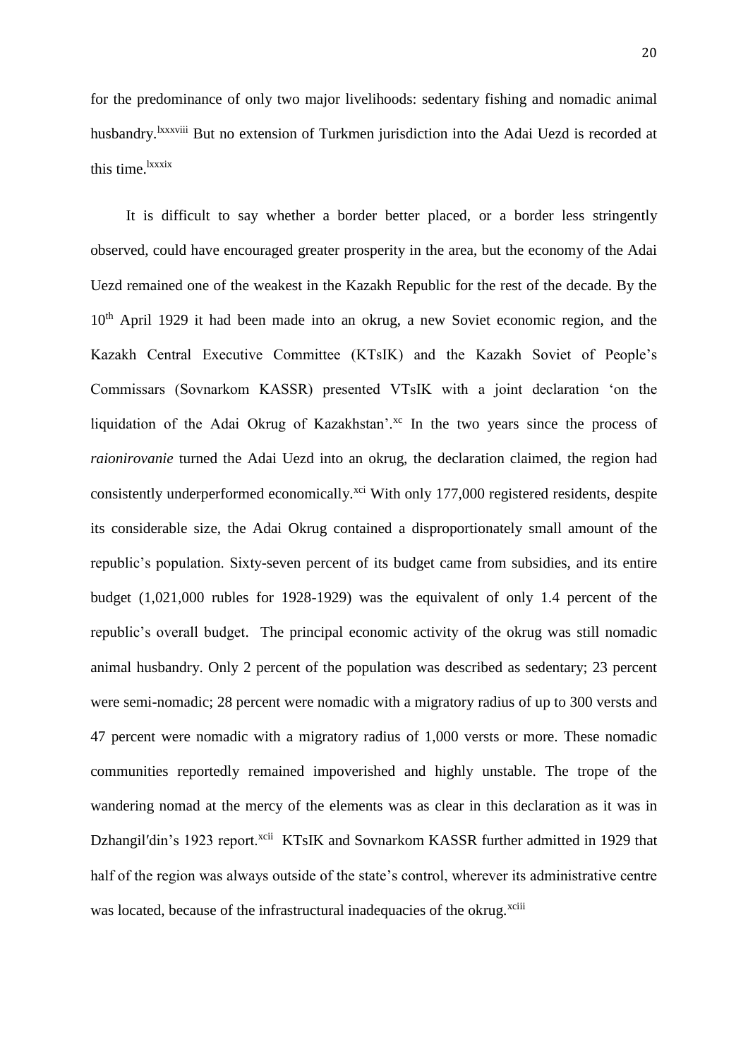for the predominance of only two major livelihoods: sedentary fishing and nomadic animal husbandry.[lxxxviii] But no extension of Turkmen jurisdiction into the Adai Uezd is recorded at this time.[lxxxix]

It is difficult to say whether a border better placed, or a border less stringently observed, could have encouraged greater prosperity in the area, but the economy of the Adai Uezd remained one of the weakest in the Kazakh Republic for the rest of the decade. By the 10th April 1929 it had been made into an okrug, a new Soviet economic region, and the Kazakh Central Executive Committee (KTsIK) and the Kazakh Soviet of People's Commissars (Sovnarkom KASSR) presented VTsIK with a joint declaration 'on the liquidation of the Adai Okrug of Kazakhstan'.[xc] In the two years since the process of *raionirovanie* turned the Adai Uezd into an okrug, the declaration claimed, the region had consistently underperformed economically.[xci] With only 177,000 registered residents, despite its considerable size, the Adai Okrug contained a disproportionately small amount of the republic's population. Sixty-seven percent of its budget came from subsidies, and its entire budget (1,021,000 rubles for 1928-1929) was the equivalent of only 1.4 percent of the republic's overall budget. The principal economic activity of the okrug was still nomadic animal husbandry. Only 2 percent of the population was described as sedentary; 23 percent were semi-nomadic; 28 percent were nomadic with a migratory radius of up to 300 versts and 47 percent were nomadic with a migratory radius of 1,000 versts or more. These nomadic communities reportedly remained impoverished and highly unstable. The trope of the wandering nomad at the mercy of the elements was as clear in this declaration as it was in Dzhangil′din's 1923 report.[xcii] KTsIK and Sovnarkom KASSR further admitted in 1929 that half of the region was always outside of the state's control, wherever its administrative centre was located, because of the infrastructural inadequacies of the okrug.[xciii]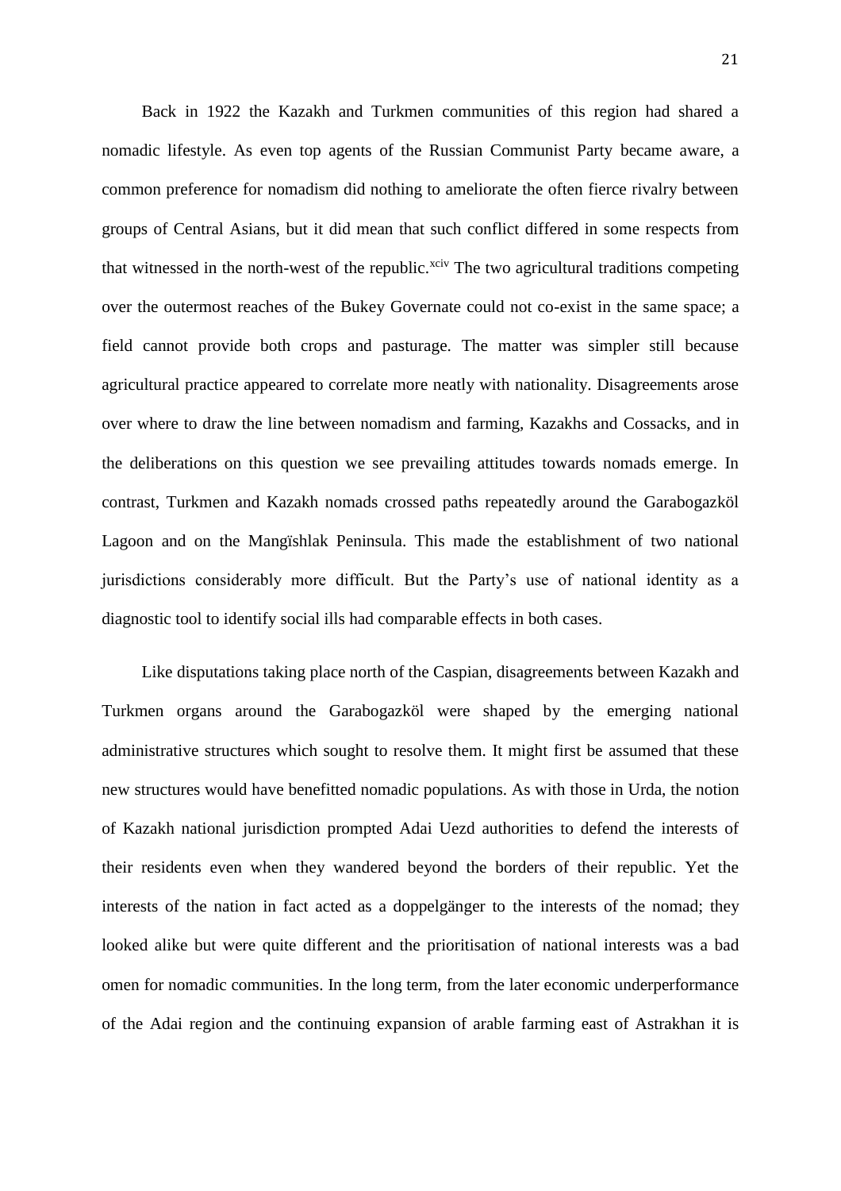Back in 1922 the Kazakh and Turkmen communities of this region had shared a nomadic lifestyle. As even top agents of the Russian Communist Party became aware, a common preference for nomadism did nothing to ameliorate the often fierce rivalry between groups of Central Asians, but it did mean that such conflict differed in some respects from that witnessed in the north-west of the republic.[xciv] The two agricultural traditions competing over the outermost reaches of the Bukey Governate could not co-exist in the same space; a field cannot provide both crops and pasturage. The matter was simpler still because agricultural practice appeared to correlate more neatly with nationality. Disagreements arose over where to draw the line between nomadism and farming, Kazakhs and Cossacks, and in the deliberations on this question we see prevailing attitudes towards nomads emerge. In contrast, Turkmen and Kazakh nomads crossed paths repeatedly around the Garabogazköl Lagoon and on the Mangïshlak Peninsula. This made the establishment of two national jurisdictions considerably more difficult. But the Party's use of national identity as a diagnostic tool to identify social ills had comparable effects in both cases.

Like disputations taking place north of the Caspian, disagreements between Kazakh and Turkmen organs around the Garabogazköl were shaped by the emerging national administrative structures which sought to resolve them. It might first be assumed that these new structures would have benefitted nomadic populations. As with those in Urda, the notion of Kazakh national jurisdiction prompted Adai Uezd authorities to defend the interests of their residents even when they wandered beyond the borders of their republic. Yet the interests of the nation in fact acted as a doppelgänger to the interests of the nomad; they looked alike but were quite different and the prioritisation of national interests was a bad omen for nomadic communities. In the long term, from the later economic underperformance of the Adai region and the continuing expansion of arable farming east of Astrakhan it is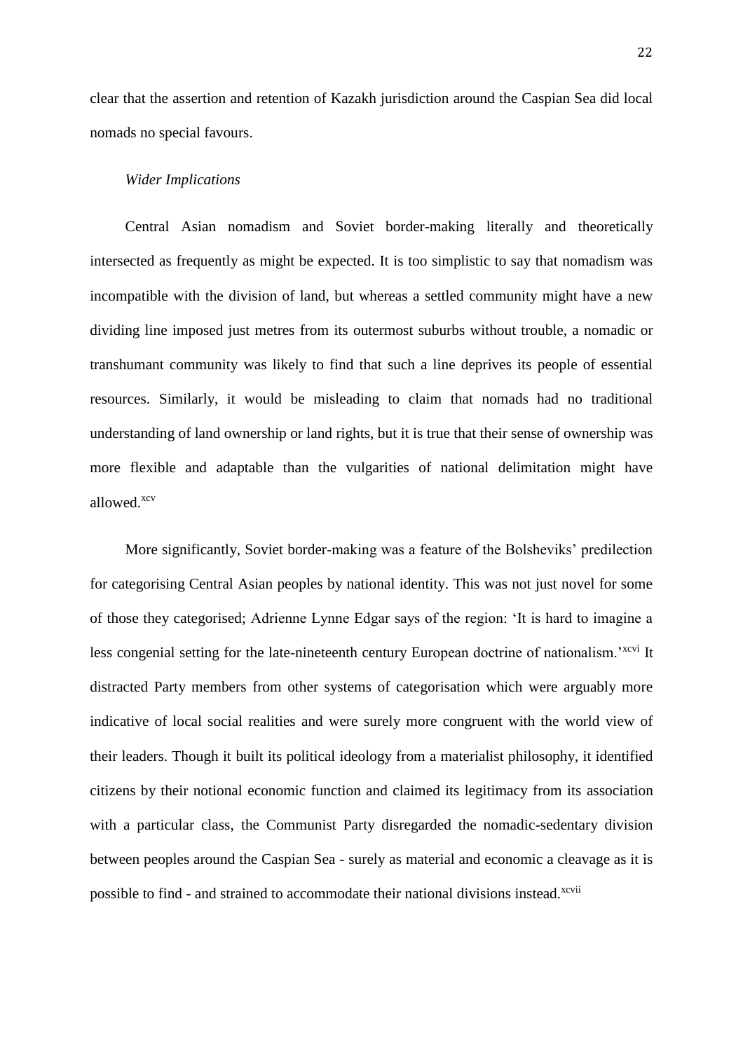clear that the assertion and retention of Kazakh jurisdiction around the Caspian Sea did local nomads no special favours.

*Wider Implications*

Central Asian nomadism and Soviet border-making literally and theoretically intersected as frequently as might be expected. It is too simplistic to say that nomadism was incompatible with the division of land, but whereas a settled community might have a new dividing line imposed just metres from its outermost suburbs without trouble, a nomadic or transhumant community was likely to find that such a line deprives its people of essential resources. Similarly, it would be misleading to claim that nomads had no traditional understanding of land ownership or land rights, but it is true that their sense of ownership was more flexible and adaptable than the vulgarities of national delimitation might have allowed.[xcv]

More significantly, Soviet border-making was a feature of the Bolsheviks' predilection for categorising Central Asian peoples by national identity. This was not just novel for some of those they categorised; Adrienne Lynne Edgar says of the region: 'It is hard to imagine a less congenial setting for the late-nineteenth century European doctrine of nationalism.'[xcvi] It distracted Party members from other systems of categorisation which were arguably more indicative of local social realities and were surely more congruent with the world view of their leaders. Though it built its political ideology from a materialist philosophy, it identified citizens by their notional economic function and claimed its legitimacy from its association with a particular class, the Communist Party disregarded the nomadic-sedentary division between peoples around the Caspian Sea - surely as material and economic a cleavage as it is possible to find - and strained to accommodate their national divisions instead.[xcvii]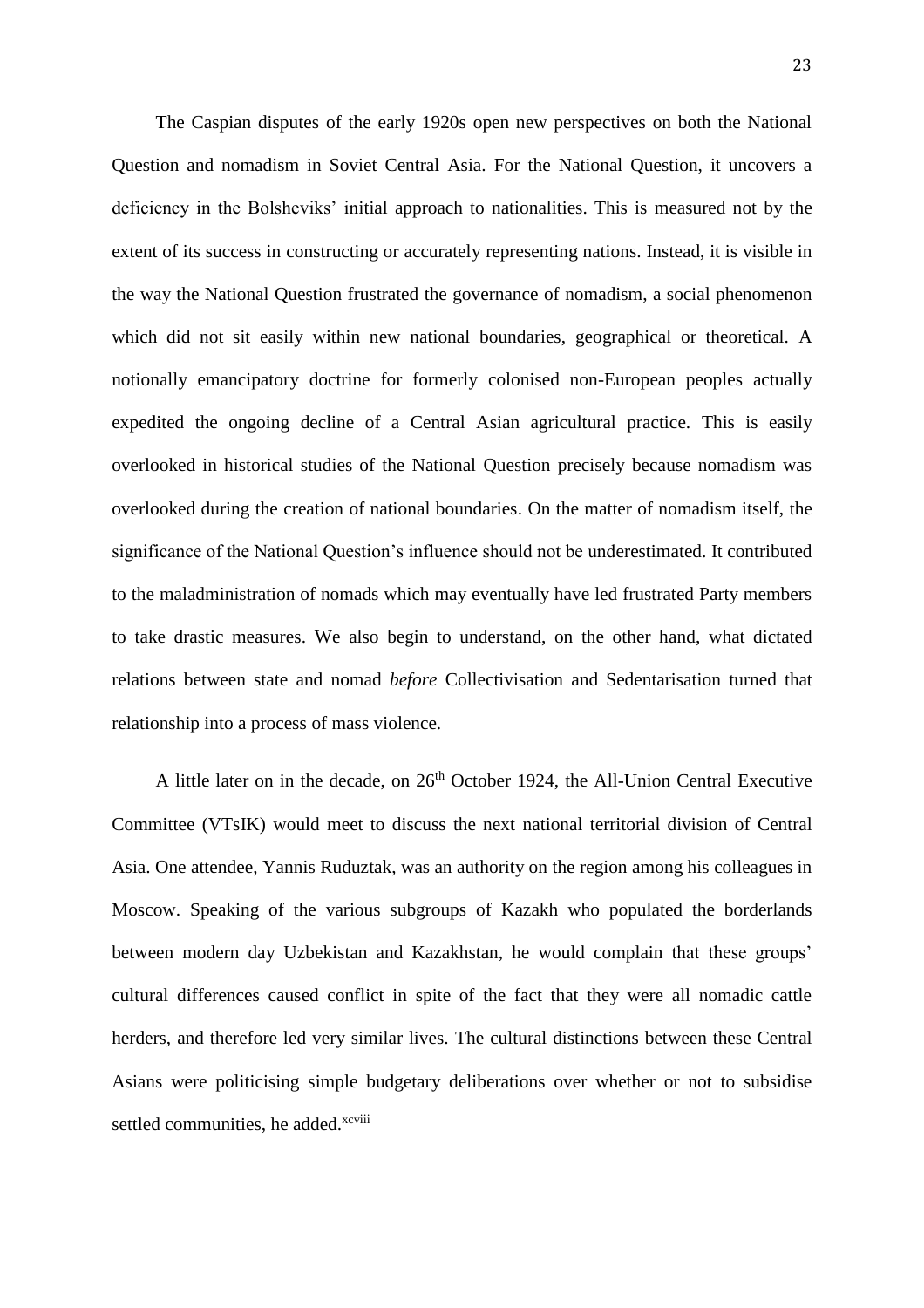The Caspian disputes of the early 1920s open new perspectives on both the National Question and nomadism in Soviet Central Asia. For the National Question, it uncovers a deficiency in the Bolsheviks' initial approach to nationalities. This is measured not by the extent of its success in constructing or accurately representing nations. Instead, it is visible in the way the National Question frustrated the governance of nomadism, a social phenomenon which did not sit easily within new national boundaries, geographical or theoretical. A notionally emancipatory doctrine for formerly colonised non-European peoples actually expedited the ongoing decline of a Central Asian agricultural practice. This is easily overlooked in historical studies of the National Question precisely because nomadism was overlooked during the creation of national boundaries. On the matter of nomadism itself, the significance of the National Question's influence should not be underestimated. It contributed to the maladministration of nomads which may eventually have led frustrated Party members to take drastic measures. We also begin to understand, on the other hand, what dictated relations between state and nomad *before* Collectivisation and Sedentarisation turned that relationship into a process of mass violence.

A little later on in the decade, on 26th October 1924, the All-Union Central Executive Committee (VTsIK) would meet to discuss the next national territorial division of Central Asia. One attendee, Yannis Ruduztak, was an authority on the region among his colleagues in Moscow. Speaking of the various subgroups of Kazakh who populated the borderlands between modern day Uzbekistan and Kazakhstan, he would complain that these groups' cultural differences caused conflict in spite of the fact that they were all nomadic cattle herders, and therefore led very similar lives. The cultural distinctions between these Central Asians were politicising simple budgetary deliberations over whether or not to subsidise settled communities, he added.[xcviii]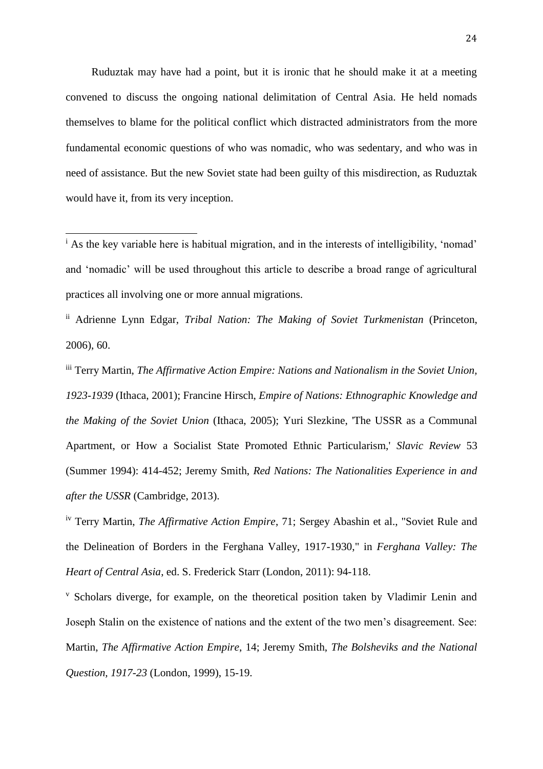Ruduztak may have had a point, but it is ironic that he should make it at a meeting convened to discuss the ongoing national delimitation of Central Asia. He held nomads themselves to blame for the political conflict which distracted administrators from the more fundamental economic questions of who was nomadic, who was sedentary, and who was in need of assistance. But the new Soviet state had been guilty of this misdirection, as Ruduztak would have it, from its very inception.

---

[i] As the key variable here is habitual migration, and in the interests of intelligibility, 'nomad' and 'nomadic' will be used throughout this article to describe a broad range of agricultural practices all involving one or more annual migrations.

[ii] Adrienne Lynn Edgar, *Tribal Nation: The Making of Soviet Turkmenistan* (Princeton, 2006), 60.

[iii] Terry Martin, *The Affirmative Action Empire: Nations and Nationalism in the Soviet Union, 1923-1939* (Ithaca, 2001); Francine Hirsch, *Empire of Nations: Ethnographic Knowledge and the Making of the Soviet Union* (Ithaca, 2005); Yuri Slezkine, 'The USSR as a Communal Apartment, or How a Socialist State Promoted Ethnic Particularism,' *Slavic Review* 53 (Summer 1994): 414-452; Jeremy Smith, *Red Nations: The Nationalities Experience in and after the USSR* (Cambridge, 2013).

[iv] Terry Martin, *The Affirmative Action Empire*, 71; Sergey Abashin et al., "Soviet Rule and the Delineation of Borders in the Ferghana Valley, 1917-1930," in *Ferghana Valley: The Heart of Central Asia*, ed. S. Frederick Starr (London, 2011): 94-118.

[v] Scholars diverge, for example, on the theoretical position taken by Vladimir Lenin and Joseph Stalin on the existence of nations and the extent of the two men's disagreement. See: Martin, *The Affirmative Action Empire*, 14; Jeremy Smith, *The Bolsheviks and the National Question, 1917-23* (London, 1999), 15-19.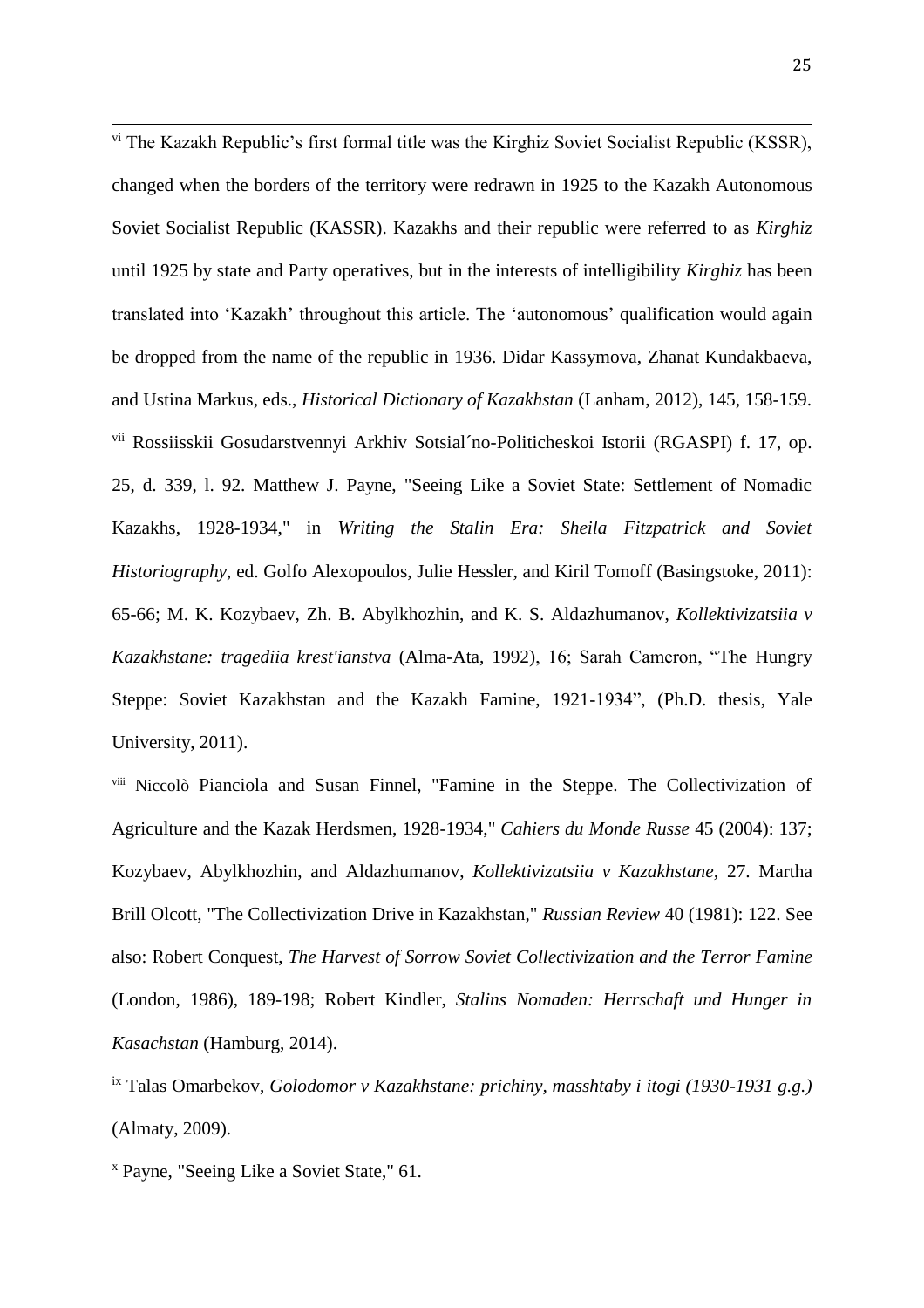[vi] The Kazakh Republic's first formal title was the Kirghiz Soviet Socialist Republic (KSSR), changed when the borders of the territory were redrawn in 1925 to the Kazakh Autonomous Soviet Socialist Republic (KASSR). Kazakhs and their republic were referred to as *Kirghiz* until 1925 by state and Party operatives, but in the interests of intelligibility *Kirghiz* has been translated into 'Kazakh' throughout this article. The 'autonomous' qualification would again be dropped from the name of the republic in 1936. Didar Kassymova, Zhanat Kundakbaeva, and Ustina Markus, eds., *Historical Dictionary of Kazakhstan* (Lanham, 2012), 145, 158-159.

[vii] Rossiisskii Gosudarstvennyi Arkhiv Sotsial´no-Politicheskoi Istorii (RGASPI) f. 17, op. 25, d. 339, l. 92. Matthew J. Payne, "Seeing Like a Soviet State: Settlement of Nomadic Kazakhs, 1928-1934," in *Writing the Stalin Era: Sheila Fitzpatrick and Soviet Historiography*, ed. Golfo Alexopoulos, Julie Hessler, and Kiril Tomoff (Basingstoke, 2011): 65-66; M. K. Kozybaev, Zh. B. Abylkhozhin, and K. S. Aldazhumanov, *Kollektivizatsiia v Kazakhstane: tragediia krest'ianstva* (Alma-Ata, 1992), 16; Sarah Cameron, "The Hungry Steppe: Soviet Kazakhstan and the Kazakh Famine, 1921-1934", (Ph.D. thesis, Yale University, 2011).

[viii] Niccolò Pianciola and Susan Finnel, "Famine in the Steppe. The Collectivization of Agriculture and the Kazak Herdsmen, 1928-1934," *Cahiers du Monde Russe* 45 (2004): 137; Kozybaev, Abylkhozhin, and Aldazhumanov, *Kollektivizatsiia v Kazakhstane*, 27. Martha Brill Olcott, "The Collectivization Drive in Kazakhstan," *Russian Review* 40 (1981): 122. See also: Robert Conquest, *The Harvest of Sorrow Soviet Collectivization and the Terror Famine* (London, 1986), 189-198; Robert Kindler, *Stalins Nomaden: Herrschaft und Hunger in Kasachstan* (Hamburg, 2014).

[ix] Talas Omarbekov, *Golodomor v Kazakhstane: prichiny, masshtaby i itogi (1930-1931 g.g.)* (Almaty, 2009).

[x] Payne, "Seeing Like a Soviet State," 61.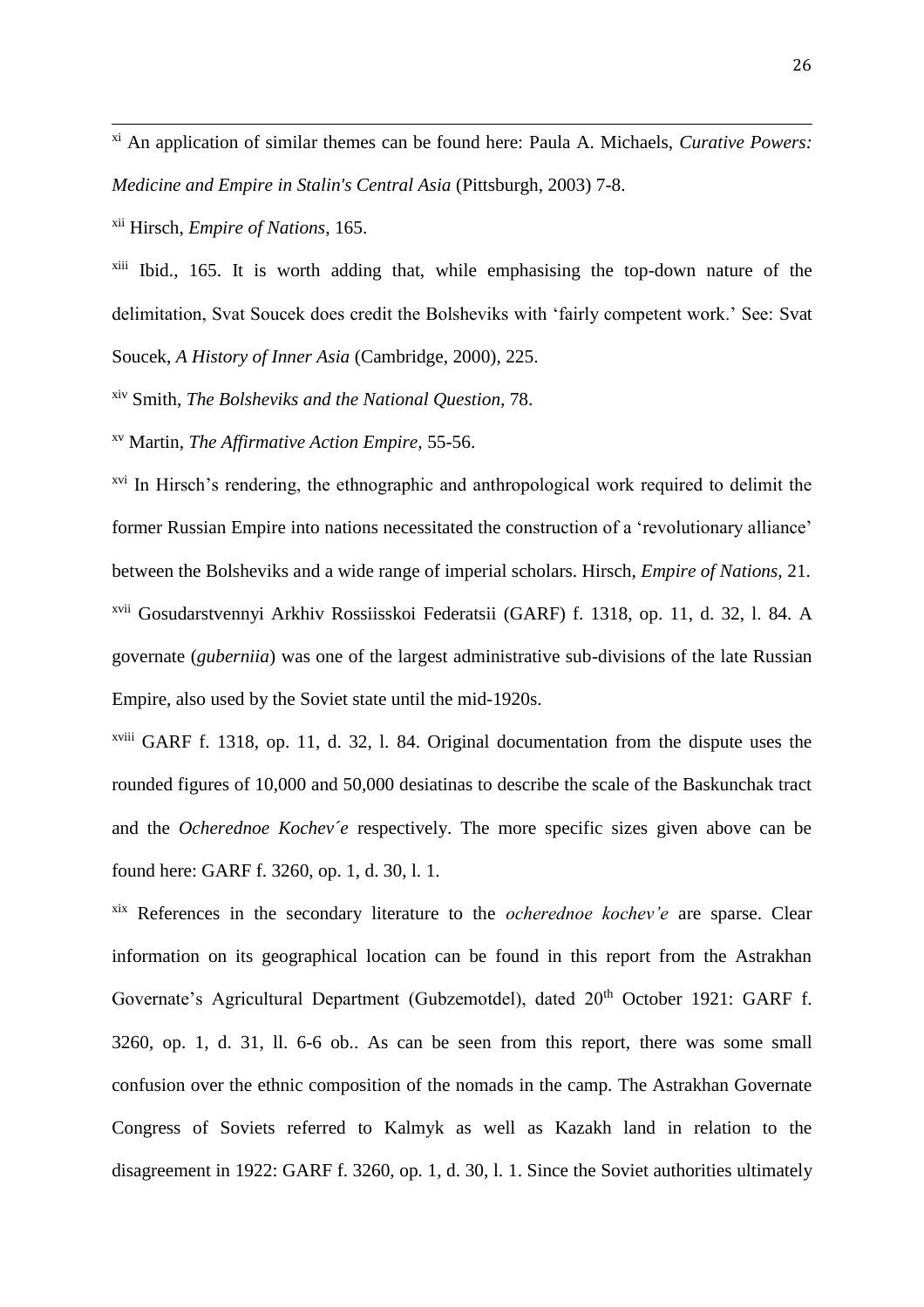[xi] An application of similar themes can be found here: Paula A. Michaels, *Curative Powers: Medicine and Empire in Stalin's Central Asia* (Pittsburgh, 2003) 7-8.

[xii] Hirsch, *Empire of Nations*, 165.

[xiii] Ibid., 165. It is worth adding that, while emphasising the top-down nature of the delimitation, Svat Soucek does credit the Bolsheviks with 'fairly competent work.' See: Svat Soucek, *A History of Inner Asia* (Cambridge, 2000), 225.

[xiv] Smith, *The Bolsheviks and the National Question*, 78.

[xv] Martin, *The Affirmative Action Empire*, 55-56.

[xvi] In Hirsch's rendering, the ethnographic and anthropological work required to delimit the former Russian Empire into nations necessitated the construction of a 'revolutionary alliance' between the Bolsheviks and a wide range of imperial scholars. Hirsch, *Empire of Nations*, 21.

[xvii] Gosudarstvennyi Arkhiv Rossiisskoi Federatsii (GARF) f. 1318, op. 11, d. 32, l. 84. A governate (*guberniia*) was one of the largest administrative sub-divisions of the late Russian Empire, also used by the Soviet state until the mid-1920s.

[xviii] GARF f. 1318, op. 11, d. 32, l. 84. Original documentation from the dispute uses the rounded figures of 10,000 and 50,000 desiatinas to describe the scale of the Baskunchak tract and the *Ocherednoe Kochev´e* respectively. The more specific sizes given above can be found here: GARF f. 3260, op. 1, d. 30, l. 1.

[xix] References in the secondary literature to the *ocherednoe kochev'e* are sparse. Clear information on its geographical location can be found in this report from the Astrakhan Governate's Agricultural Department (Gubzemotdel), dated 20th October 1921: GARF f. 3260, op. 1, d. 31, ll. 6-6 ob.. As can be seen from this report, there was some small confusion over the ethnic composition of the nomads in the camp. The Astrakhan Governate Congress of Soviets referred to Kalmyk as well as Kazakh land in relation to the disagreement in 1922: GARF f. 3260, op. 1, d. 30, l. 1. Since the Soviet authorities ultimately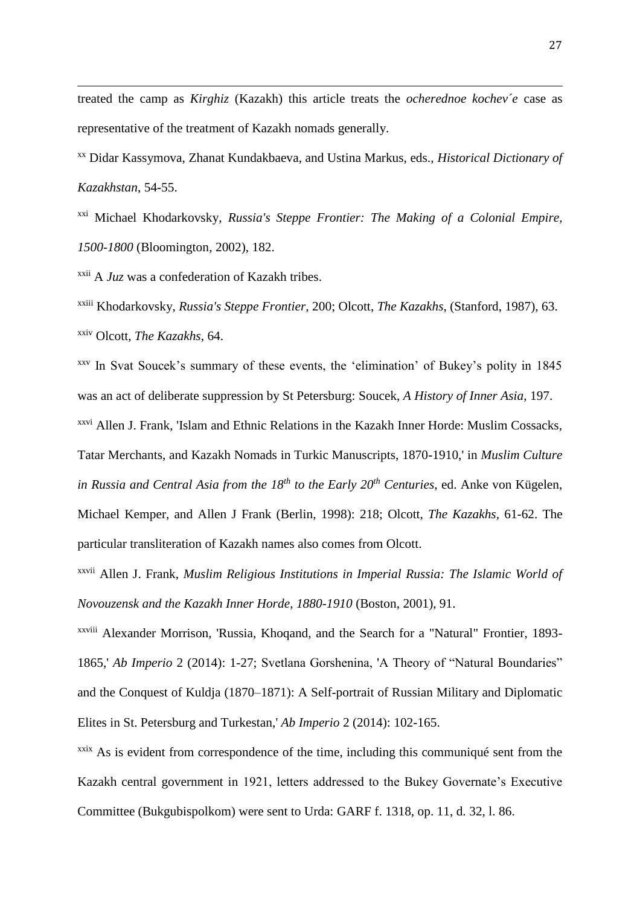treated the camp as *Kirghiz* (Kazakh) this article treats the *ocherednoe kochev´e* case as representative of the treatment of Kazakh nomads generally.

[xx] Didar Kassymova, Zhanat Kundakbaeva, and Ustina Markus, eds., *Historical Dictionary of Kazakhstan*, 54-55.

[xxi] Michael Khodarkovsky, *Russia's Steppe Frontier: The Making of a Colonial Empire, 1500-1800* (Bloomington, 2002), 182.

[xxii] A *Juz* was a confederation of Kazakh tribes.

[xxiii] Khodarkovsky, *Russia's Steppe Frontier,* 200; Olcott, *The Kazakhs*, (Stanford, 1987), 63.

[xxiv] Olcott, *The Kazakhs*, 64.

[xxv] In Svat Soucek's summary of these events, the 'elimination' of Bukey's polity in 1845 was an act of deliberate suppression by St Petersburg: Soucek, *A History of Inner Asia*, 197.

[xxvi] Allen J. Frank, 'Islam and Ethnic Relations in the Kazakh Inner Horde: Muslim Cossacks, Tatar Merchants, and Kazakh Nomads in Turkic Manuscripts, 1870-1910,' in *Muslim Culture in Russia and Central Asia from the 18th to the Early 20th Centuries*, ed. Anke von Kügelen, Michael Kemper, and Allen J Frank (Berlin, 1998): 218; Olcott, *The Kazakhs*, 61-62. The particular transliteration of Kazakh names also comes from Olcott.

[xxvii] Allen J. Frank, *Muslim Religious Institutions in Imperial Russia: The Islamic World of Novouzensk and the Kazakh Inner Horde, 1880-1910* (Boston, 2001), 91.

[xxviii] Alexander Morrison, 'Russia, Khoqand, and the Search for a "Natural" Frontier, 1893-1865,' *Ab Imperio* 2 (2014): 1-27; Svetlana Gorshenina, 'A Theory of "Natural Boundaries" and the Conquest of Kuldja (1870–1871): A Self-portrait of Russian Military and Diplomatic Elites in St. Petersburg and Turkestan,' *Ab Imperio* 2 (2014): 102-165.

[xxix] As is evident from correspondence of the time, including this communiqué sent from the Kazakh central government in 1921, letters addressed to the Bukey Governate's Executive Committee (Bukgubispolkom) were sent to Urda: GARF f. 1318, op. 11, d. 32, l. 86.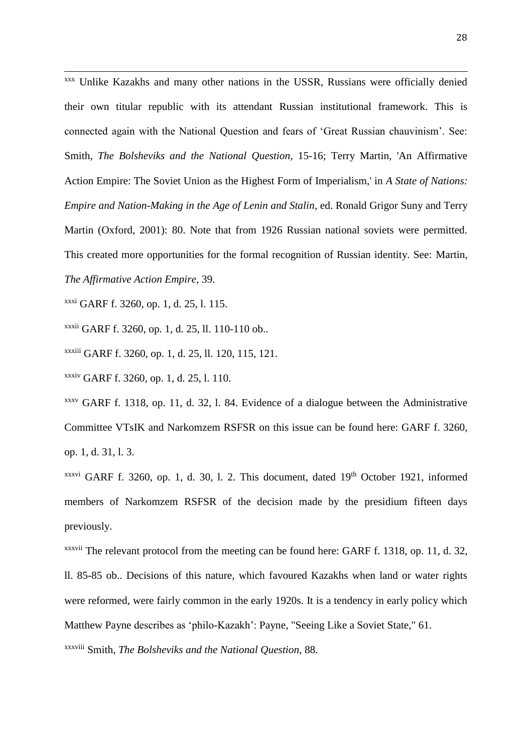[xxx] Unlike Kazakhs and many other nations in the USSR, Russians were officially denied their own titular republic with its attendant Russian institutional framework. This is connected again with the National Question and fears of 'Great Russian chauvinism'. See: Smith, *The Bolsheviks and the National Question*, 15-16; Terry Martin, 'An Affirmative Action Empire: The Soviet Union as the Highest Form of Imperialism,' in *A State of Nations: Empire and Nation-Making in the Age of Lenin and Stalin*, ed. Ronald Grigor Suny and Terry Martin (Oxford, 2001): 80. Note that from 1926 Russian national soviets were permitted. This created more opportunities for the formal recognition of Russian identity. See: Martin, *The Affirmative Action Empire*, 39.

[xxxi] GARF f. 3260, op. 1, d. 25, l. 115.

[xxxii] GARF f. 3260, op. 1, d. 25, ll. 110-110 ob..

[xxxiii] GARF f. 3260, op. 1, d. 25, ll. 120, 115, 121.

[xxxiv] GARF f. 3260, op. 1, d. 25, l. 110.

[xxxv] GARF f. 1318, op. 11, d. 32, l. 84. Evidence of a dialogue between the Administrative Committee VTsIK and Narkomzem RSFSR on this issue can be found here: GARF f. 3260, op. 1, d. 31, l. 3.

[xxxvi] GARF f. 3260, op. 1, d. 30, l. 2. This document, dated 19th October 1921, informed members of Narkomzem RSFSR of the decision made by the presidium fifteen days previously.

[xxxvii] The relevant protocol from the meeting can be found here: GARF f. 1318, op. 11, d. 32, ll. 85-85 ob.. Decisions of this nature, which favoured Kazakhs when land or water rights were reformed, were fairly common in the early 1920s. It is a tendency in early policy which Matthew Payne describes as 'philo-Kazakh': Payne, "Seeing Like a Soviet State," 61.

[xxxviii] Smith, *The Bolsheviks and the National Question*, 88.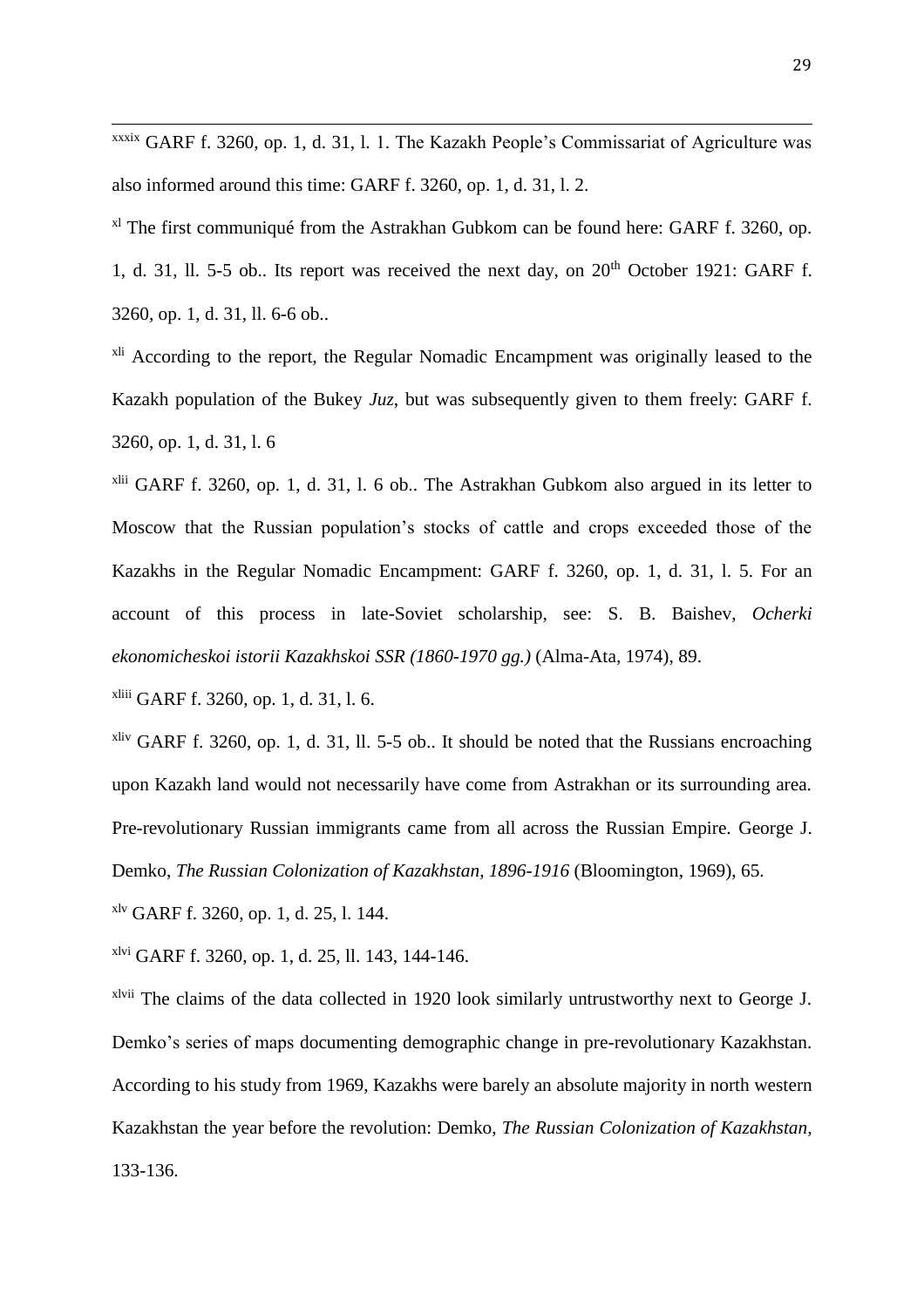[xxxix] GARF f. 3260, op. 1, d. 31, l. 1. The Kazakh People's Commissariat of Agriculture was also informed around this time: GARF f. 3260, op. 1, d. 31, l. 2.

[xl] The first communiqué from the Astrakhan Gubkom can be found here: GARF f. 3260, op. 1, d. 31, ll. 5-5 ob.. Its report was received the next day, on 20th October 1921: GARF f. 3260, op. 1, d. 31, ll. 6-6 ob..

[xli] According to the report, the Regular Nomadic Encampment was originally leased to the Kazakh population of the Bukey *Juz*, but was subsequently given to them freely: GARF f. 3260, op. 1, d. 31, l. 6

[xlii] GARF f. 3260, op. 1, d. 31, l. 6 ob.. The Astrakhan Gubkom also argued in its letter to Moscow that the Russian population's stocks of cattle and crops exceeded those of the Kazakhs in the Regular Nomadic Encampment: GARF f. 3260, op. 1, d. 31, l. 5. For an account of this process in late-Soviet scholarship, see: S. B. Baishev, *Ocherki ekonomicheskoi istorii Kazakhskoi SSR (1860-1970 gg.)* (Alma-Ata, 1974), 89.

[xliii] GARF f. 3260, op. 1, d. 31, l. 6.

[xliv] GARF f. 3260, op. 1, d. 31, ll. 5-5 ob.. It should be noted that the Russians encroaching upon Kazakh land would not necessarily have come from Astrakhan or its surrounding area. Pre-revolutionary Russian immigrants came from all across the Russian Empire. George J. Demko, *The Russian Colonization of Kazakhstan, 1896-1916* (Bloomington, 1969), 65.

[xlv] GARF f. 3260, op. 1, d. 25, l. 144.

[xlvi] GARF f. 3260, op. 1, d. 25, ll. 143, 144-146.

[xlvii] The claims of the data collected in 1920 look similarly untrustworthy next to George J. Demko's series of maps documenting demographic change in pre-revolutionary Kazakhstan. According to his study from 1969, Kazakhs were barely an absolute majority in north western Kazakhstan the year before the revolution: Demko, *The Russian Colonization of Kazakhstan,* 133-136.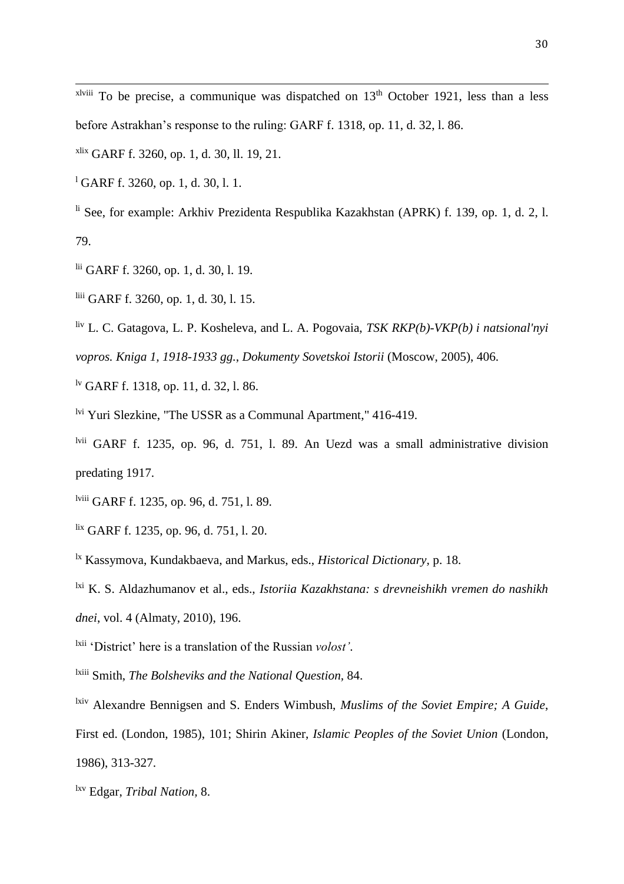[xlviii] To be precise, a communique was dispatched on 13th October 1921, less than a less before Astrakhan's response to the ruling: GARF f. 1318, op. 11, d. 32, l. 86.

[xlix] GARF f. 3260, op. 1, d. 30, ll. 19, 21.

[l] GARF f. 3260, op. 1, d. 30, l. 1.

[li] See, for example: Arkhiv Prezidenta Respublika Kazakhstan (APRK) f. 139, op. 1, d. 2, l. 79.

[lii] GARF f. 3260, op. 1, d. 30, l. 19.

[liii] GARF f. 3260, op. 1, d. 30, l. 15.

[liv] L. C. Gatagova, L. P. Kosheleva, and L. A. Pogovaia, *TSK RKP(b)-VKP(b) i natsional'nyi vopros. Kniga 1, 1918-1933 gg.*, *Dokumenty Sovetskoi Istorii* (Moscow, 2005), 406.

[lv] GARF f. 1318, op. 11, d. 32, l. 86.

[lvi] Yuri Slezkine, "The USSR as a Communal Apartment," 416-419.

[lvii] GARF f. 1235, op. 96, d. 751, l. 89. An Uezd was a small administrative division predating 1917.

[lviii] GARF f. 1235, op. 96, d. 751, l. 89.

[lix] GARF f. 1235, op. 96, d. 751, l. 20.

[lx] Kassymova, Kundakbaeva, and Markus, eds., *Historical Dictionary*, p. 18.

[lxi] K. S. Aldazhumanov et al., eds., *Istoriia Kazakhstana: s drevneishikh vremen do nashikh dnei*, vol. 4 (Almaty, 2010), 196.

[lxii] 'District' here is a translation of the Russian *volost'*.

[lxiii] Smith, *The Bolsheviks and the National Question,* 84.

[lxiv] Alexandre Bennigsen and S. Enders Wimbush, *Muslims of the Soviet Empire; A Guide*, First ed. (London, 1985), 101; Shirin Akiner, *Islamic Peoples of the Soviet Union* (London, 1986), 313-327.

[lxv] Edgar, *Tribal Nation,* 8.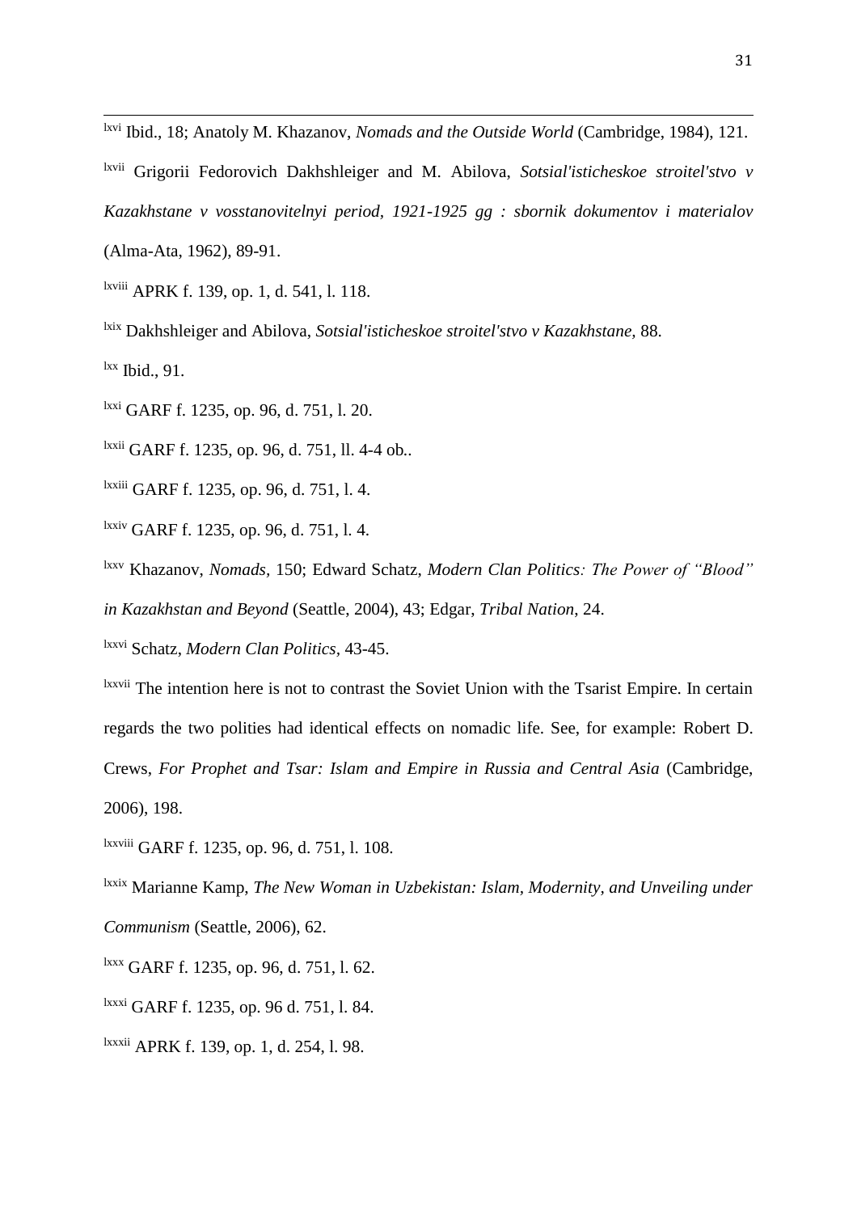[lxvi] Ibid., 18; Anatoly M. Khazanov, *Nomads and the Outside World* (Cambridge, 1984), 121.

[lxvii] Grigorii Fedorovich Dakhshleiger and M. Abilova, *Sotsial'isticheskoe stroitel'stvo v Kazakhstane v vosstanovitelnyi period, 1921-1925 gg : sbornik dokumentov i materialov* (Alma-Ata, 1962), 89-91.

[lxviii] APRK f. 139, op. 1, d. 541, l. 118.

[lxix] Dakhshleiger and Abilova, *Sotsial'isticheskoe stroitel'stvo v Kazakhstane*, 88.

[lxx] Ibid., 91.

[lxxi] GARF f. 1235, op. 96, d. 751, l. 20.

[lxxii] GARF f. 1235, op. 96, d. 751, ll. 4-4 ob..

[lxxiii] GARF f. 1235, op. 96, d. 751, l. 4.

[lxxiv] GARF f. 1235, op. 96, d. 751, l. 4.

[lxxv] Khazanov, *Nomads*, 150; Edward Schatz, *Modern Clan Politics: The Power of "Blood" in Kazakhstan and Beyond* (Seattle, 2004), 43; Edgar, *Tribal Nation*, 24.

[lxxvi] Schatz, *Modern Clan Politics*, 43-45.

[lxxvii] The intention here is not to contrast the Soviet Union with the Tsarist Empire. In certain regards the two polities had identical effects on nomadic life. See, for example: Robert D. Crews, *For Prophet and Tsar: Islam and Empire in Russia and Central Asia* (Cambridge, 2006), 198.

[lxxviii] GARF f. 1235, op. 96, d. 751, l. 108.

[lxxix] Marianne Kamp, *The New Woman in Uzbekistan: Islam, Modernity, and Unveiling under Communism* (Seattle, 2006), 62.

[lxxx] GARF f. 1235, op. 96, d. 751, l. 62.

[lxxxi] GARF f. 1235, op. 96 d. 751, l. 84.

[lxxxii] APRK f. 139, op. 1, d. 254, l. 98.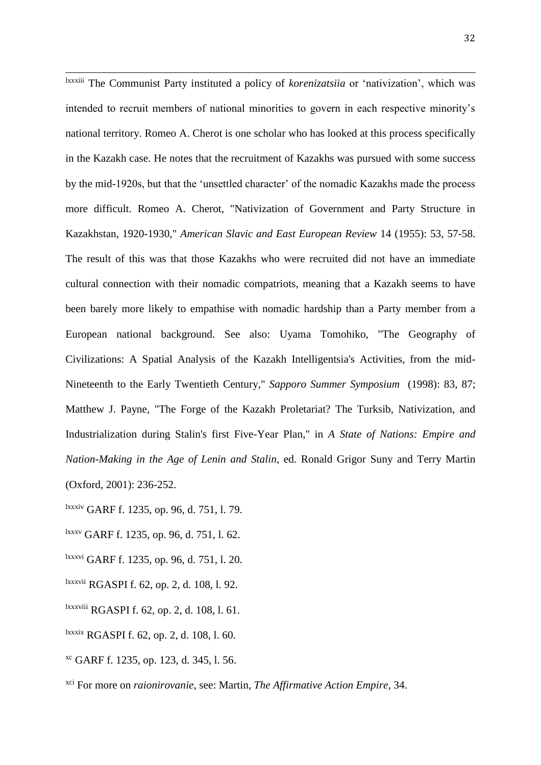[lxxxiii] The Communist Party instituted a policy of *korenizatsiia* or 'nativization', which was intended to recruit members of national minorities to govern in each respective minority's national territory. Romeo A. Cherot is one scholar who has looked at this process specifically in the Kazakh case. He notes that the recruitment of Kazakhs was pursued with some success by the mid-1920s, but that the 'unsettled character' of the nomadic Kazakhs made the process more difficult. Romeo A. Cherot, "Nativization of Government and Party Structure in Kazakhstan, 1920-1930," *American Slavic and East European Review* 14 (1955): 53, 57-58. The result of this was that those Kazakhs who were recruited did not have an immediate cultural connection with their nomadic compatriots, meaning that a Kazakh seems to have been barely more likely to empathise with nomadic hardship than a Party member from a European national background. See also: Uyama Tomohiko, "The Geography of Civilizations: A Spatial Analysis of the Kazakh Intelligentsia's Activities, from the mid-Nineteenth to the Early Twentieth Century," *Sapporo Summer Symposium* (1998): 83, 87; Matthew J. Payne, "The Forge of the Kazakh Proletariat? The Turksib, Nativization, and Industrialization during Stalin's first Five-Year Plan," in *A State of Nations: Empire and Nation-Making in the Age of Lenin and Stalin*, ed. Ronald Grigor Suny and Terry Martin (Oxford, 2001): 236-252.

[lxxxiv] GARF f. 1235, op. 96, d. 751, l. 79.

[lxxxv] GARF f. 1235, op. 96, d. 751, l. 62.

[lxxxvi] GARF f. 1235, op. 96, d. 751, l. 20.

[lxxxvii] RGASPI f. 62, op. 2, d. 108, l. 92.

[lxxxviii] RGASPI f. 62, op. 2, d. 108, l. 61.

[lxxxix] RGASPI f. 62, op. 2, d. 108, l. 60.

[xc] GARF f. 1235, op. 123, d. 345, l. 56.

[xci] For more on *raionirovanie*, see: Martin, *The Affirmative Action Empire,* 34.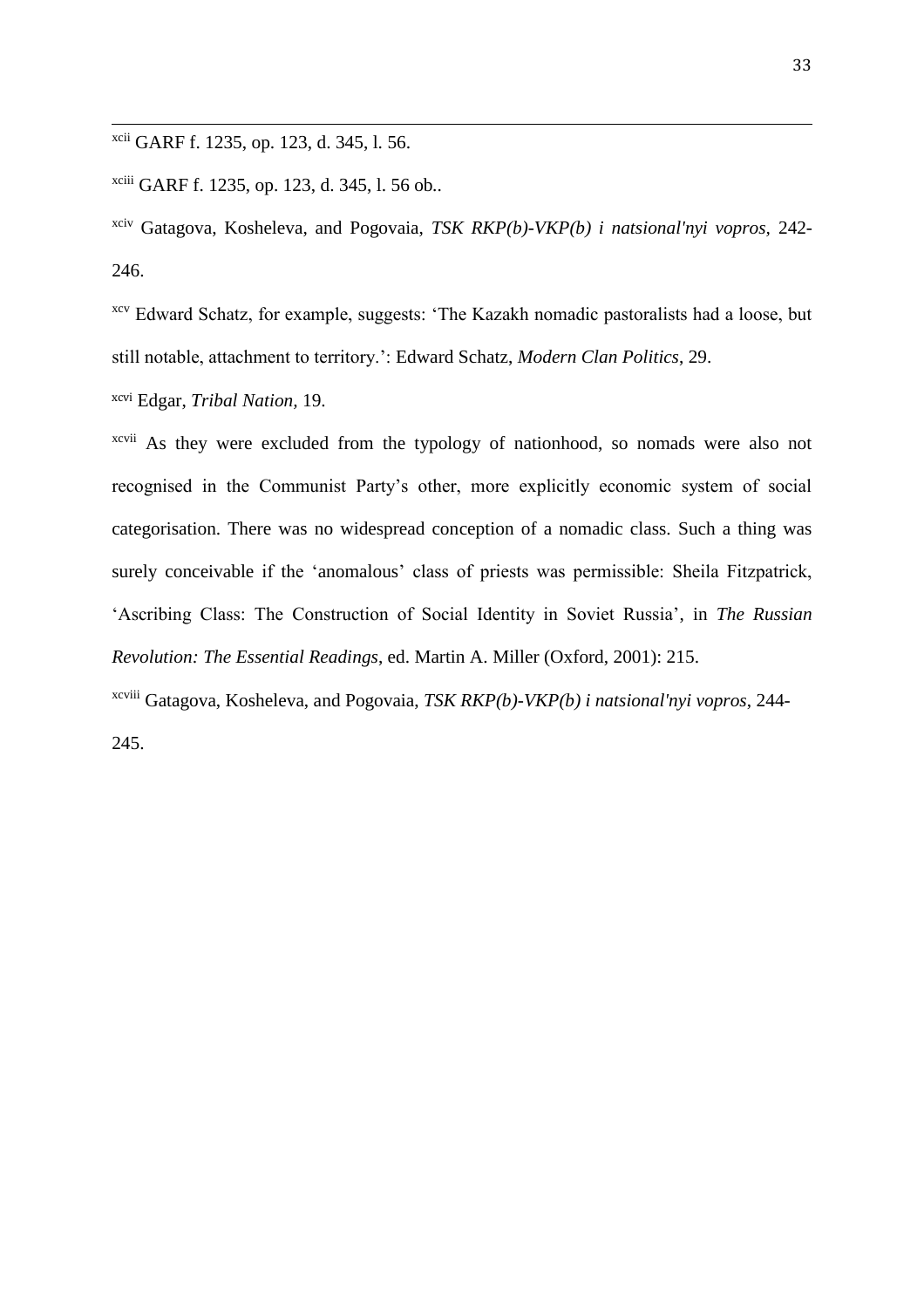[xcii] GARF f. 1235, op. 123, d. 345, l. 56.

[xciii] GARF f. 1235, op. 123, d. 345, l. 56 ob..

[xciv] Gatagova, Kosheleva, and Pogovaia, *TSK RKP(b)-VKP(b) i natsional'nyi vopros*, 242-246.

[xcv] Edward Schatz, for example, suggests: 'The Kazakh nomadic pastoralists had a loose, but still notable, attachment to territory.': Edward Schatz, *Modern Clan Politics*, 29.

[xcvi] Edgar, *Tribal Nation*, 19.

[xcvii] As they were excluded from the typology of nationhood, so nomads were also not recognised in the Communist Party's other, more explicitly economic system of social categorisation. There was no widespread conception of a nomadic class. Such a thing was surely conceivable if the 'anomalous' class of priests was permissible: Sheila Fitzpatrick, 'Ascribing Class: The Construction of Social Identity in Soviet Russia', in *The Russian Revolution: The Essential Readings*, ed. Martin A. Miller (Oxford, 2001): 215.

[xcviii] Gatagova, Kosheleva, and Pogovaia, *TSK RKP(b)-VKP(b) i natsional'nyi vopros*, 244-245.